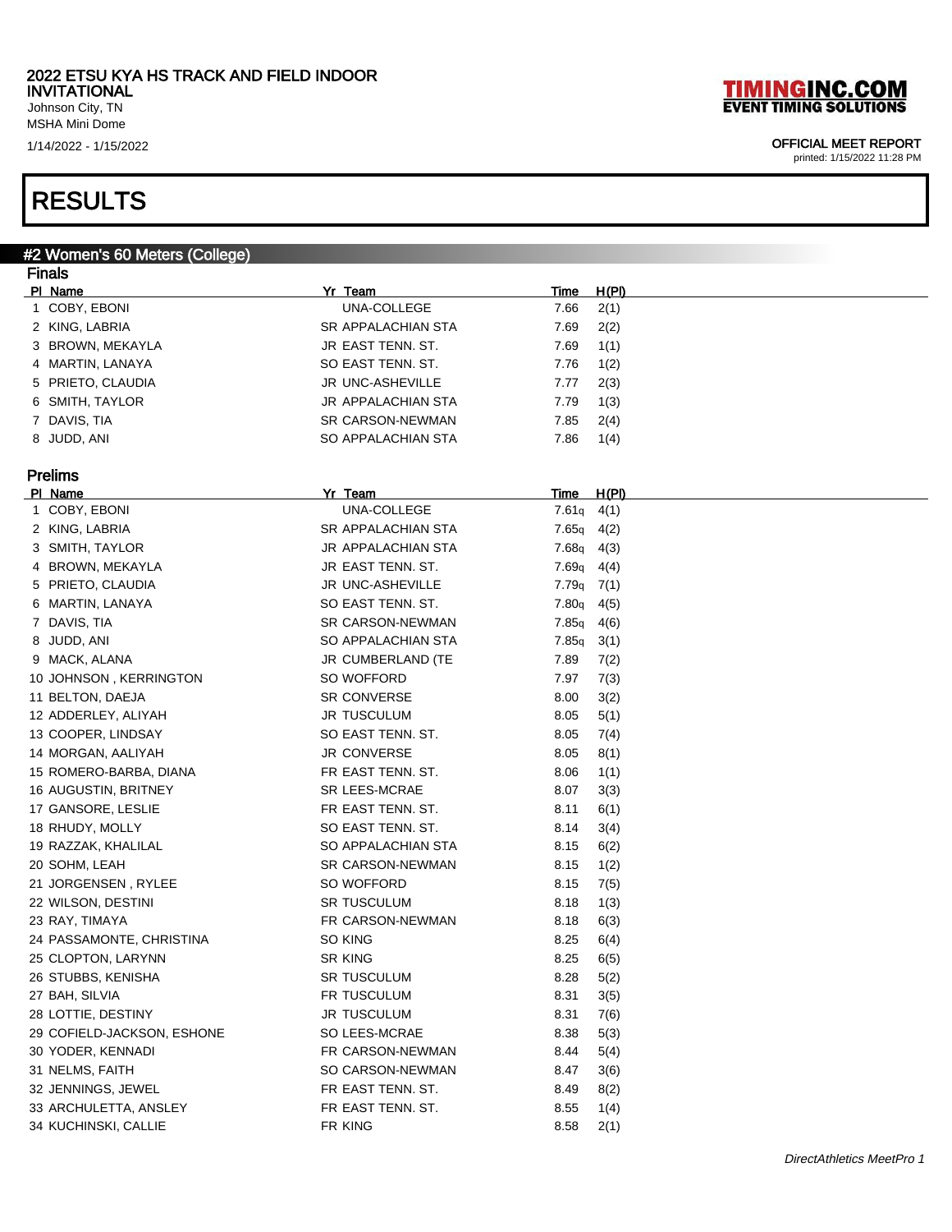2022 ETSU KYA HS TRACK AND FIELD INDOOR INVITATIONAL

Johnson City, TN

MSHA Mini Dome

1/14/2022 - 1/15/2022

TIMINGINC.COM EVENT TIMING SOLUTIONS

OFFICIAL MEET REPORT

printed: 1/15/2022 11:28 PM

# RESULTS

## #2 Women's 60 Meters (College)

### Finals

| Pl | Name | Yr | Team | Time | H(Pl) |
|---|---|---|---|---|---|
| 1 | COBY, EBONI | | UNA-COLLEGE | 7.66 | 2(1) |
| 2 | KING, LABRIA | SR | APPALACHIAN STA | 7.69 | 2(2) |
| 3 | BROWN, MEKAYLA | JR | EAST TENN. ST. | 7.69 | 1(1) |
| 4 | MARTIN, LANAYA | SO | EAST TENN. ST. | 7.76 | 1(2) |
| 5 | PRIETO, CLAUDIA | JR | UNC-ASHEVILLE | 7.77 | 2(3) |
| 6 | SMITH, TAYLOR | JR | APPALACHIAN STA | 7.79 | 1(3) |
| 7 | DAVIS, TIA | SR | CARSON-NEWMAN | 7.85 | 2(4) |
| 8 | JUDD, ANI | SO | APPALACHIAN STA | 7.86 | 1(4) |

### Prelims

| Pl | Name | Yr | Team | Time | H(Pl) |
|---|---|---|---|---|---|
| 1 | COBY, EBONI | | UNA-COLLEGE | 7.61q | 4(1) |
| 2 | KING, LABRIA | SR | APPALACHIAN STA | 7.65q | 4(2) |
| 3 | SMITH, TAYLOR | JR | APPALACHIAN STA | 7.68q | 4(3) |
| 4 | BROWN, MEKAYLA | JR | EAST TENN. ST. | 7.69q | 4(4) |
| 5 | PRIETO, CLAUDIA | JR | UNC-ASHEVILLE | 7.79q | 7(1) |
| 6 | MARTIN, LANAYA | SO | EAST TENN. ST. | 7.80q | 4(5) |
| 7 | DAVIS, TIA | SR | CARSON-NEWMAN | 7.85q | 4(6) |
| 8 | JUDD, ANI | SO | APPALACHIAN STA | 7.85q | 3(1) |
| 9 | MACK, ALANA | JR | CUMBERLAND (TE | 7.89 | 7(2) |
| 10 | JOHNSON , KERRINGTON | SO | WOFFORD | 7.97 | 7(3) |
| 11 | BELTON, DAEJA | SR | CONVERSE | 8.00 | 3(2) |
| 12 | ADDERLEY, ALIYAH | JR | TUSCULUM | 8.05 | 5(1) |
| 13 | COOPER, LINDSAY | SO | EAST TENN. ST. | 8.05 | 7(4) |
| 14 | MORGAN, AALIYAH | JR | CONVERSE | 8.05 | 8(1) |
| 15 | ROMERO-BARBA, DIANA | FR | EAST TENN. ST. | 8.06 | 1(1) |
| 16 | AUGUSTIN, BRITNEY | SR | LEES-MCRAE | 8.07 | 3(3) |
| 17 | GANSORE, LESLIE | FR | EAST TENN. ST. | 8.11 | 6(1) |
| 18 | RHUDY, MOLLY | SO | EAST TENN. ST. | 8.14 | 3(4) |
| 19 | RAZZAK, KHALILAL | SO | APPALACHIAN STA | 8.15 | 6(2) |
| 20 | SOHM, LEAH | SR | CARSON-NEWMAN | 8.15 | 1(2) |
| 21 | JORGENSEN , RYLEE | SO | WOFFORD | 8.15 | 7(5) |
| 22 | WILSON, DESTINI | SR | TUSCULUM | 8.18 | 1(3) |
| 23 | RAY, TIMAYA | FR | CARSON-NEWMAN | 8.18 | 6(3) |
| 24 | PASSAMONTE, CHRISTINA | SO | KING | 8.25 | 6(4) |
| 25 | CLOPTON, LARYNN | SR | KING | 8.25 | 6(5) |
| 26 | STUBBS, KENISHA | SR | TUSCULUM | 8.28 | 5(2) |
| 27 | BAH, SILVIA | FR | TUSCULUM | 8.31 | 3(5) |
| 28 | LOTTIE, DESTINY | JR | TUSCULUM | 8.31 | 7(6) |
| 29 | COFIELD-JACKSON, ESHONE | SO | LEES-MCRAE | 8.38 | 5(3) |
| 30 | YODER, KENNADI | FR | CARSON-NEWMAN | 8.44 | 5(4) |
| 31 | NELMS, FAITH | SO | CARSON-NEWMAN | 8.47 | 3(6) |
| 32 | JENNINGS, JEWEL | FR | EAST TENN. ST. | 8.49 | 8(2) |
| 33 | ARCHULETTA, ANSLEY | FR | EAST TENN. ST. | 8.55 | 1(4) |
| 34 | KUCHINSKI, CALLIE | FR | KING | 8.58 | 2(1) |

*DirectAthletics MeetPro 1*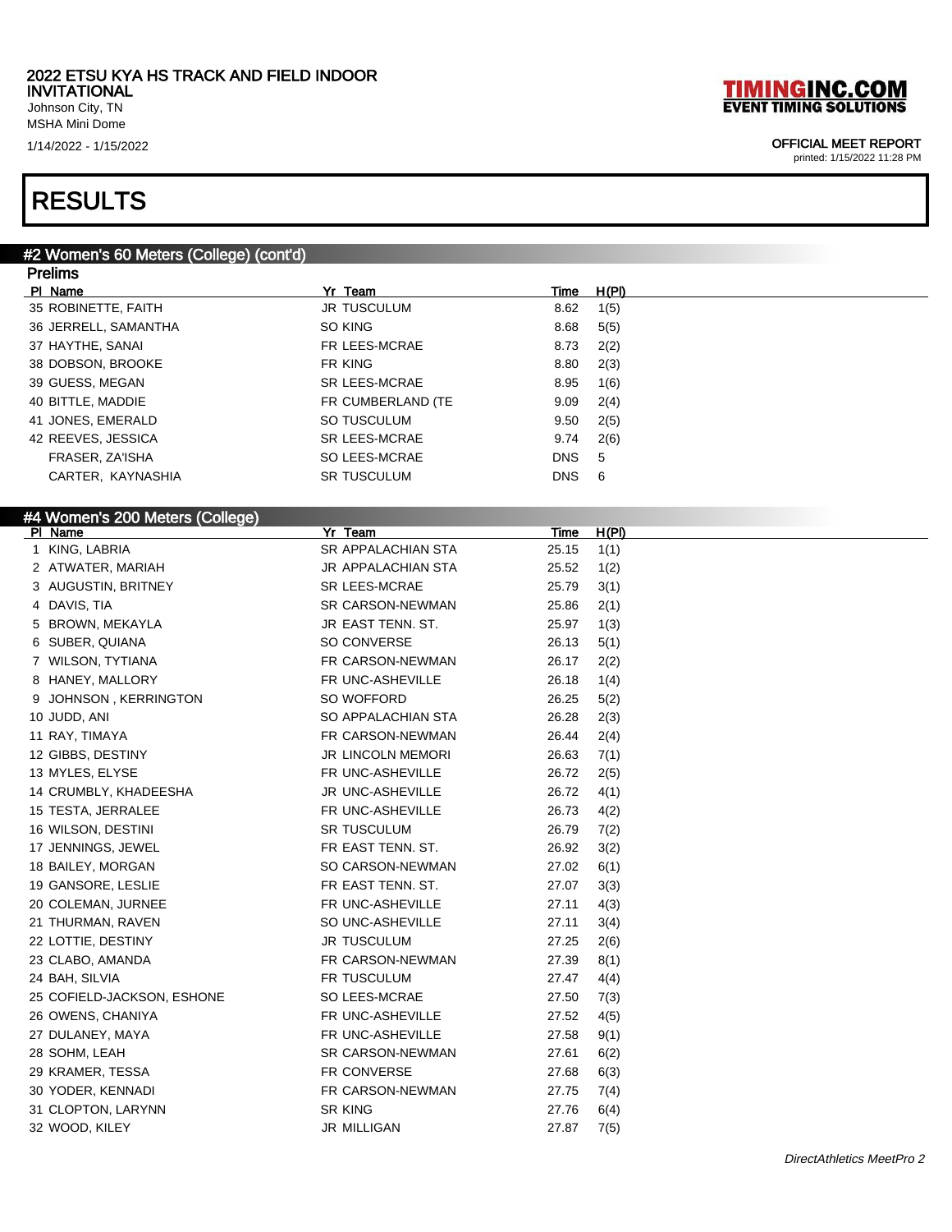2022 ETSU KYA HS TRACK AND FIELD INDOOR INVITATIONAL
Johnson City, TN
MSHA Mini Dome
1/14/2022 - 1/15/2022

OFFICIAL MEET REPORT
printed: 1/15/2022 11:28 PM

# RESULTS

## #2 Women's 60 Meters (College) (cont'd)

### Prelims

| Pl | Name | Yr | Team | Time | H(Pl) |
|---|---|---|---|---|---|
| 35 | ROBINETTE, FAITH | JR | TUSCULUM | 8.62 | 1(5) |
| 36 | JERRELL, SAMANTHA | SO | KING | 8.68 | 5(5) |
| 37 | HAYTHE, SANAI | FR | LEES-MCRAE | 8.73 | 2(2) |
| 38 | DOBSON, BROOKE | FR | KING | 8.80 | 2(3) |
| 39 | GUESS, MEGAN | SR | LEES-MCRAE | 8.95 | 1(6) |
| 40 | BITTLE, MADDIE | FR | CUMBERLAND (TE | 9.09 | 2(4) |
| 41 | JONES, EMERALD | SO | TUSCULUM | 9.50 | 2(5) |
| 42 | REEVES, JESSICA | SR | LEES-MCRAE | 9.74 | 2(6) |
| | FRASER, ZA'ISHA | SO | LEES-MCRAE | DNS | 5 |
| | CARTER, KAYNASHIA | SR | TUSCULUM | DNS | 6 |

## #4 Women's 200 Meters (College)

| Pl | Name | Yr | Team | Time | H(Pl) |
|---|---|---|---|---|---|
| 1 | KING, LABRIA | SR | APPALACHIAN STA | 25.15 | 1(1) |
| 2 | ATWATER, MARIAH | JR | APPALACHIAN STA | 25.52 | 1(2) |
| 3 | AUGUSTIN, BRITNEY | SR | LEES-MCRAE | 25.79 | 3(1) |
| 4 | DAVIS, TIA | SR | CARSON-NEWMAN | 25.86 | 2(1) |
| 5 | BROWN, MEKAYLA | JR | EAST TENN. ST. | 25.97 | 1(3) |
| 6 | SUBER, QUIANA | SO | CONVERSE | 26.13 | 5(1) |
| 7 | WILSON, TYTIANA | FR | CARSON-NEWMAN | 26.17 | 2(2) |
| 8 | HANEY, MALLORY | FR | UNC-ASHEVILLE | 26.18 | 1(4) |
| 9 | JOHNSON , KERRINGTON | SO | WOFFORD | 26.25 | 5(2) |
| 10 | JUDD, ANI | SO | APPALACHIAN STA | 26.28 | 2(3) |
| 11 | RAY, TIMAYA | FR | CARSON-NEWMAN | 26.44 | 2(4) |
| 12 | GIBBS, DESTINY | JR | LINCOLN MEMORI | 26.63 | 7(1) |
| 13 | MYLES, ELYSE | FR | UNC-ASHEVILLE | 26.72 | 2(5) |
| 14 | CRUMBLY, KHADEESHA | JR | UNC-ASHEVILLE | 26.72 | 4(1) |
| 15 | TESTA, JERRALEE | FR | UNC-ASHEVILLE | 26.73 | 4(2) |
| 16 | WILSON, DESTINI | SR | TUSCULUM | 26.79 | 7(2) |
| 17 | JENNINGS, JEWEL | FR | EAST TENN. ST. | 26.92 | 3(2) |
| 18 | BAILEY, MORGAN | SO | CARSON-NEWMAN | 27.02 | 6(1) |
| 19 | GANSORE, LESLIE | FR | EAST TENN. ST. | 27.07 | 3(3) |
| 20 | COLEMAN, JURNEE | FR | UNC-ASHEVILLE | 27.11 | 4(3) |
| 21 | THURMAN, RAVEN | SO | UNC-ASHEVILLE | 27.11 | 3(4) |
| 22 | LOTTIE, DESTINY | JR | TUSCULUM | 27.25 | 2(6) |
| 23 | CLABO, AMANDA | FR | CARSON-NEWMAN | 27.39 | 8(1) |
| 24 | BAH, SILVIA | FR | TUSCULUM | 27.47 | 4(4) |
| 25 | COFIELD-JACKSON, ESHONE | SO | LEES-MCRAE | 27.50 | 7(3) |
| 26 | OWENS, CHANIYA | FR | UNC-ASHEVILLE | 27.52 | 4(5) |
| 27 | DULANEY, MAYA | FR | UNC-ASHEVILLE | 27.58 | 9(1) |
| 28 | SOHM, LEAH | SR | CARSON-NEWMAN | 27.61 | 6(2) |
| 29 | KRAMER, TESSA | FR | CONVERSE | 27.68 | 6(3) |
| 30 | YODER, KENNADI | FR | CARSON-NEWMAN | 27.75 | 7(4) |
| 31 | CLOPTON, LARYNN | SR | KING | 27.76 | 6(4) |
| 32 | WOOD, KILEY | JR | MILLIGAN | 27.87 | 7(5) |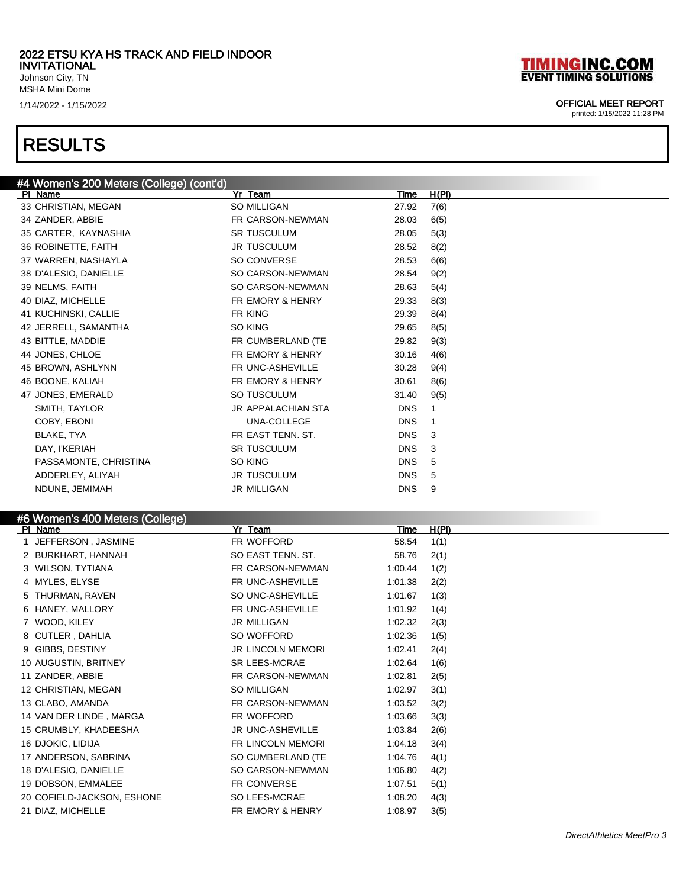# 2022 ETSU KYA HS TRACK AND FIELD INDOOR INVITATIONAL

Johnson City, TN
MSHA Mini Dome
1/14/2022 - 1/15/2022

**OFFICIAL MEET REPORT**
printed: 1/15/2022 11:28 PM

# RESULTS

## #4 Women's 200 Meters (College) (cont'd)

| Pl | Name | Yr | Team | Time | H(Pl) |
|---|---|---|---|---|---|
| 33 | CHRISTIAN, MEGAN | SO | MILLIGAN | 27.92 | 7(6) |
| 34 | ZANDER, ABBIE | FR | CARSON-NEWMAN | 28.03 | 6(5) |
| 35 | CARTER, KAYNASHIA | SR | TUSCULUM | 28.05 | 5(3) |
| 36 | ROBINETTE, FAITH | JR | TUSCULUM | 28.52 | 8(2) |
| 37 | WARREN, NASHAYLA | SO | CONVERSE | 28.53 | 6(6) |
| 38 | D'ALESIO, DANIELLE | SO | CARSON-NEWMAN | 28.54 | 9(2) |
| 39 | NELMS, FAITH | SO | CARSON-NEWMAN | 28.63 | 5(4) |
| 40 | DIAZ, MICHELLE | FR | EMORY & HENRY | 29.33 | 8(3) |
| 41 | KUCHINSKI, CALLIE | FR | KING | 29.39 | 8(4) |
| 42 | JERRELL, SAMANTHA | SO | KING | 29.65 | 8(5) |
| 43 | BITTLE, MADDIE | FR | CUMBERLAND (TE | 29.82 | 9(3) |
| 44 | JONES, CHLOE | FR | EMORY & HENRY | 30.16 | 4(6) |
| 45 | BROWN, ASHLYNN | FR | UNC-ASHEVILLE | 30.28 | 9(4) |
| 46 | BOONE, KALIAH | FR | EMORY & HENRY | 30.61 | 8(6) |
| 47 | JONES, EMERALD | SO | TUSCULUM | 31.40 | 9(5) |
| | SMITH, TAYLOR | JR | APPALACHIAN STA | DNS | 1 |
| | COBY, EBONI | | UNA-COLLEGE | DNS | 1 |
| | BLAKE, TYA | FR | EAST TENN. ST. | DNS | 3 |
| | DAY, I'KERIAH | SR | TUSCULUM | DNS | 3 |
| | PASSAMONTE, CHRISTINA | SO | KING | DNS | 5 |
| | ADDERLEY, ALIYAH | JR | TUSCULUM | DNS | 5 |
| | NDUNE, JEMIMAH | JR | MILLIGAN | DNS | 9 |

## #6 Women's 400 Meters (College)

| Pl | Name | Yr | Team | Time | H(Pl) |
|---|---|---|---|---|---|
| 1 | JEFFERSON , JASMINE | FR | WOFFORD | 58.54 | 1(1) |
| 2 | BURKHART, HANNAH | SO | EAST TENN. ST. | 58.76 | 2(1) |
| 3 | WILSON, TYTIANA | FR | CARSON-NEWMAN | 1:00.44 | 1(2) |
| 4 | MYLES, ELYSE | FR | UNC-ASHEVILLE | 1:01.38 | 2(2) |
| 5 | THURMAN, RAVEN | SO | UNC-ASHEVILLE | 1:01.67 | 1(3) |
| 6 | HANEY, MALLORY | FR | UNC-ASHEVILLE | 1:01.92 | 1(4) |
| 7 | WOOD, KILEY | JR | MILLIGAN | 1:02.32 | 2(3) |
| 8 | CUTLER , DAHLIA | SO | WOFFORD | 1:02.36 | 1(5) |
| 9 | GIBBS, DESTINY | JR | LINCOLN MEMORI | 1:02.41 | 2(4) |
| 10 | AUGUSTIN, BRITNEY | SR | LEES-MCRAE | 1:02.64 | 1(6) |
| 11 | ZANDER, ABBIE | FR | CARSON-NEWMAN | 1:02.81 | 2(5) |
| 12 | CHRISTIAN, MEGAN | SO | MILLIGAN | 1:02.97 | 3(1) |
| 13 | CLABO, AMANDA | FR | CARSON-NEWMAN | 1:03.52 | 3(2) |
| 14 | VAN DER LINDE , MARGA | FR | WOFFORD | 1:03.66 | 3(3) |
| 15 | CRUMBLY, KHADEESHA | JR | UNC-ASHEVILLE | 1:03.84 | 2(6) |
| 16 | DJOKIC, LIDIJA | FR | LINCOLN MEMORI | 1:04.18 | 3(4) |
| 17 | ANDERSON, SABRINA | SO | CUMBERLAND (TE | 1:04.76 | 4(1) |
| 18 | D'ALESIO, DANIELLE | SO | CARSON-NEWMAN | 1:06.80 | 4(2) |
| 19 | DOBSON, EMMALEE | FR | CONVERSE | 1:07.51 | 5(1) |
| 20 | COFIELD-JACKSON, ESHONE | SO | LEES-MCRAE | 1:08.20 | 4(3) |
| 21 | DIAZ, MICHELLE | FR | EMORY & HENRY | 1:08.97 | 3(5) |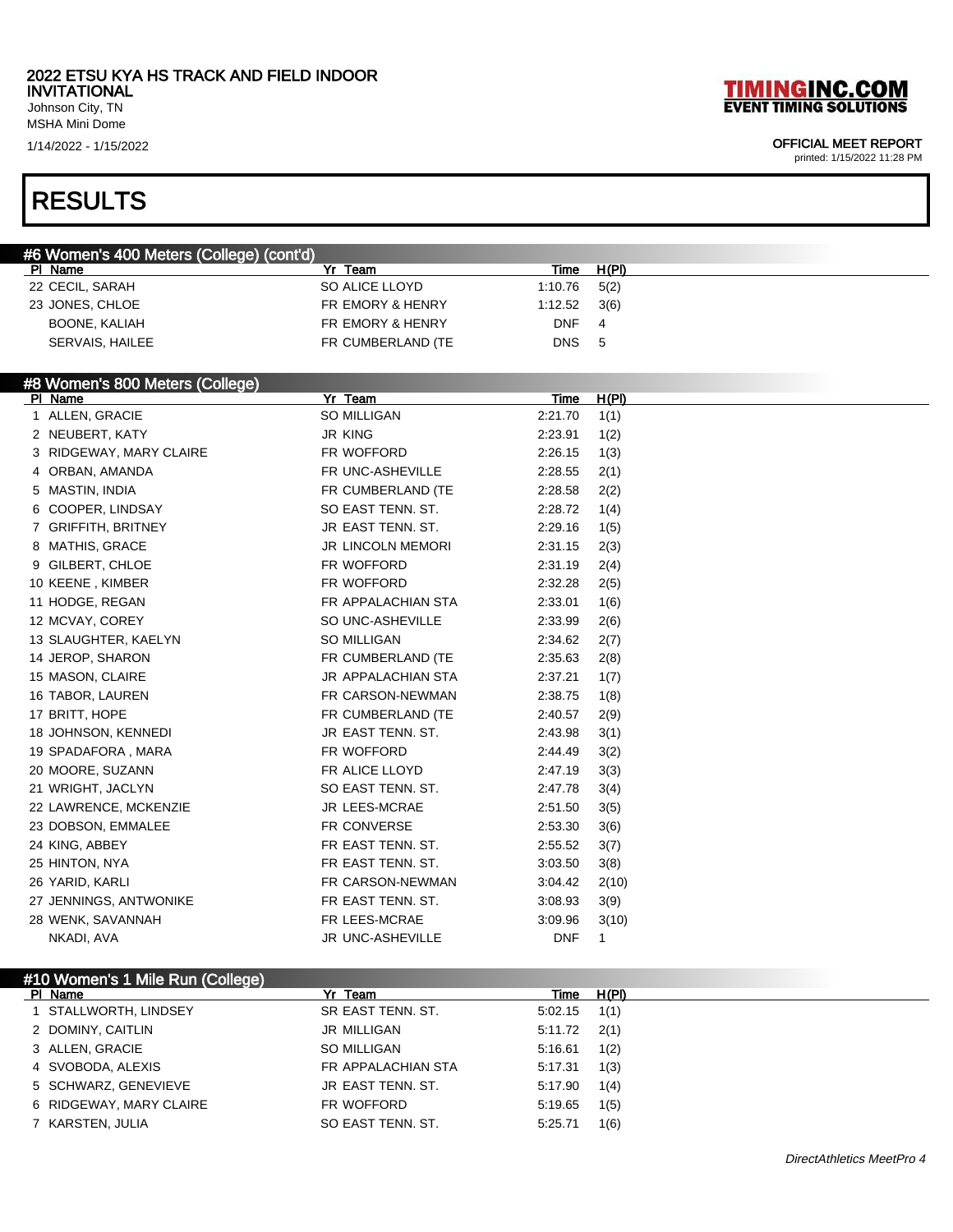# RESULTS

## #6 Women's 400 Meters (College) (cont'd)

| Pl | Name | Yr | Team | Time | H(Pl) |
|---|---|---|---|---|---|
| 22 | CECIL, SARAH | SO | ALICE LLOYD | 1:10.76 | 5(2) |
| 23 | JONES, CHLOE | FR | EMORY & HENRY | 1:12.52 | 3(6) |
| | BOONE, KALIAH | FR | EMORY & HENRY | DNF | 4 |
| | SERVAIS, HAILEE | FR | CUMBERLAND (TE | DNS | 5 |

## #8 Women's 800 Meters (College)

| Pl | Name | Yr | Team | Time | H(Pl) |
|---|---|---|---|---|---|
| 1 | ALLEN, GRACIE | SO | MILLIGAN | 2:21.70 | 1(1) |
| 2 | NEUBERT, KATY | JR | KING | 2:23.91 | 1(2) |
| 3 | RIDGEWAY, MARY CLAIRE | FR | WOFFORD | 2:26.15 | 1(3) |
| 4 | ORBAN, AMANDA | FR | UNC-ASHEVILLE | 2:28.55 | 2(1) |
| 5 | MASTIN, INDIA | FR | CUMBERLAND (TE | 2:28.58 | 2(2) |
| 6 | COOPER, LINDSAY | SO | EAST TENN. ST. | 2:28.72 | 1(4) |
| 7 | GRIFFITH, BRITNEY | JR | EAST TENN. ST. | 2:29.16 | 1(5) |
| 8 | MATHIS, GRACE | JR | LINCOLN MEMORI | 2:31.15 | 2(3) |
| 9 | GILBERT, CHLOE | FR | WOFFORD | 2:31.19 | 2(4) |
| 10 | KEENE , KIMBER | FR | WOFFORD | 2:32.28 | 2(5) |
| 11 | HODGE, REGAN | FR | APPALACHIAN STA | 2:33.01 | 1(6) |
| 12 | MCVAY, COREY | SO | UNC-ASHEVILLE | 2:33.99 | 2(6) |
| 13 | SLAUGHTER, KAELYN | SO | MILLIGAN | 2:34.62 | 2(7) |
| 14 | JEROP, SHARON | FR | CUMBERLAND (TE | 2:35.63 | 2(8) |
| 15 | MASON, CLAIRE | JR | APPALACHIAN STA | 2:37.21 | 1(7) |
| 16 | TABOR, LAUREN | FR | CARSON-NEWMAN | 2:38.75 | 1(8) |
| 17 | BRITT, HOPE | FR | CUMBERLAND (TE | 2:40.57 | 2(9) |
| 18 | JOHNSON, KENNEDI | JR | EAST TENN. ST. | 2:43.98 | 3(1) |
| 19 | SPADAFORA , MARA | FR | WOFFORD | 2:44.49 | 3(2) |
| 20 | MOORE, SUZANN | FR | ALICE LLOYD | 2:47.19 | 3(3) |
| 21 | WRIGHT, JACLYN | SO | EAST TENN. ST. | 2:47.78 | 3(4) |
| 22 | LAWRENCE, MCKENZIE | JR | LEES-MCRAE | 2:51.50 | 3(5) |
| 23 | DOBSON, EMMALEE | FR | CONVERSE | 2:53.30 | 3(6) |
| 24 | KING, ABBEY | FR | EAST TENN. ST. | 2:55.52 | 3(7) |
| 25 | HINTON, NYA | FR | EAST TENN. ST. | 3:03.50 | 3(8) |
| 26 | YARID, KARLI | FR | CARSON-NEWMAN | 3:04.42 | 2(10) |
| 27 | JENNINGS, ANTWONIKE | FR | EAST TENN. ST. | 3:08.93 | 3(9) |
| 28 | WENK, SAVANNAH | FR | LEES-MCRAE | 3:09.96 | 3(10) |
| | NKADI, AVA | JR | UNC-ASHEVILLE | DNF | 1 |

## #10 Women's 1 Mile Run (College)

| Pl | Name | Yr | Team | Time | H(Pl) |
|---|---|---|---|---|---|
| 1 | STALLWORTH, LINDSEY | SR | EAST TENN. ST. | 5:02.15 | 1(1) |
| 2 | DOMINY, CAITLIN | JR | MILLIGAN | 5:11.72 | 2(1) |
| 3 | ALLEN, GRACIE | SO | MILLIGAN | 5:16.61 | 1(2) |
| 4 | SVOBODA, ALEXIS | FR | APPALACHIAN STA | 5:17.31 | 1(3) |
| 5 | SCHWARZ, GENEVIEVE | JR | EAST TENN. ST. | 5:17.90 | 1(4) |
| 6 | RIDGEWAY, MARY CLAIRE | FR | WOFFORD | 5:19.65 | 1(5) |
| 7 | KARSTEN, JULIA | SO | EAST TENN. ST. | 5:25.71 | 1(6) |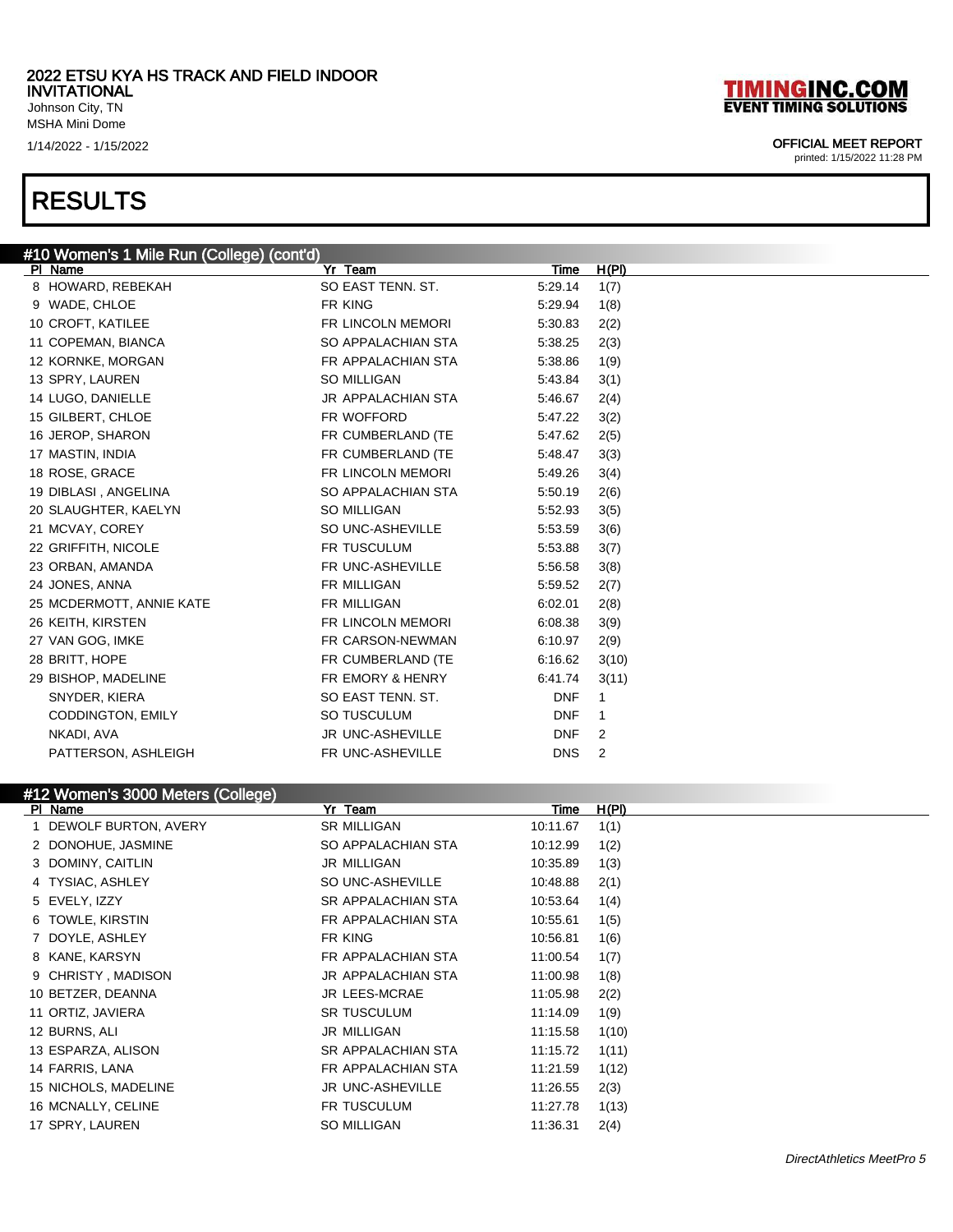## 2022 ETSU KYA HS TRACK AND FIELD INDOOR INVITATIONAL

Johnson City, TN
MSHA Mini Dome
1/14/2022 - 1/15/2022

**TIMINGINC.COM**
**EVENT TIMING SOLUTIONS**

**OFFICIAL MEET REPORT**
printed: 1/15/2022 11:28 PM

# RESULTS

### #10 Women's 1 Mile Run (College) (cont'd)

| Pl | Name | Yr | Team | Time | H(Pl) |
|---|---|---|---|---|---|
| 8 | HOWARD, REBEKAH | SO | EAST TENN. ST. | 5:29.14 | 1(7) |
| 9 | WADE, CHLOE | FR | KING | 5:29.94 | 1(8) |
| 10 | CROFT, KATILEE | FR | LINCOLN MEMORI | 5:30.83 | 2(2) |
| 11 | COPEMAN, BIANCA | SO | APPALACHIAN STA | 5:38.25 | 2(3) |
| 12 | KORNKE, MORGAN | FR | APPALACHIAN STA | 5:38.86 | 1(9) |
| 13 | SPRY, LAUREN | SO | MILLIGAN | 5:43.84 | 3(1) |
| 14 | LUGO, DANIELLE | JR | APPALACHIAN STA | 5:46.67 | 2(4) |
| 15 | GILBERT, CHLOE | FR | WOFFORD | 5:47.22 | 3(2) |
| 16 | JEROP, SHARON | FR | CUMBERLAND (TE | 5:47.62 | 2(5) |
| 17 | MASTIN, INDIA | FR | CUMBERLAND (TE | 5:48.47 | 3(3) |
| 18 | ROSE, GRACE | FR | LINCOLN MEMORI | 5:49.26 | 3(4) |
| 19 | DIBLASI , ANGELINA | SO | APPALACHIAN STA | 5:50.19 | 2(6) |
| 20 | SLAUGHTER, KAELYN | SO | MILLIGAN | 5:52.93 | 3(5) |
| 21 | MCVAY, COREY | SO | UNC-ASHEVILLE | 5:53.59 | 3(6) |
| 22 | GRIFFITH, NICOLE | FR | TUSCULUM | 5:53.88 | 3(7) |
| 23 | ORBAN, AMANDA | FR | UNC-ASHEVILLE | 5:56.58 | 3(8) |
| 24 | JONES, ANNA | FR | MILLIGAN | 5:59.52 | 2(7) |
| 25 | MCDERMOTT, ANNIE KATE | FR | MILLIGAN | 6:02.01 | 2(8) |
| 26 | KEITH, KIRSTEN | FR | LINCOLN MEMORI | 6:08.38 | 3(9) |
| 27 | VAN GOG, IMKE | FR | CARSON-NEWMAN | 6:10.97 | 2(9) |
| 28 | BRITT, HOPE | FR | CUMBERLAND (TE | 6:16.62 | 3(10) |
| 29 | BISHOP, MADELINE | FR | EMORY & HENRY | 6:41.74 | 3(11) |
| | SNYDER, KIERA | SO | EAST TENN. ST. | DNF | 1 |
| | CODDINGTON, EMILY | SO | TUSCULUM | DNF | 1 |
| | NKADI, AVA | JR | UNC-ASHEVILLE | DNF | 2 |
| | PATTERSON, ASHLEIGH | FR | UNC-ASHEVILLE | DNS | 2 |

### #12 Women's 3000 Meters (College)

| Pl | Name | Yr | Team | Time | H(Pl) |
|---|---|---|---|---|---|
| 1 | DEWOLF BURTON, AVERY | SR | MILLIGAN | 10:11.67 | 1(1) |
| 2 | DONOHUE, JASMINE | SO | APPALACHIAN STA | 10:12.99 | 1(2) |
| 3 | DOMINY, CAITLIN | JR | MILLIGAN | 10:35.89 | 1(3) |
| 4 | TYSIAC, ASHLEY | SO | UNC-ASHEVILLE | 10:48.88 | 2(1) |
| 5 | EVELY, IZZY | SR | APPALACHIAN STA | 10:53.64 | 1(4) |
| 6 | TOWLE, KIRSTIN | FR | APPALACHIAN STA | 10:55.61 | 1(5) |
| 7 | DOYLE, ASHLEY | FR | KING | 10:56.81 | 1(6) |
| 8 | KANE, KARSYN | FR | APPALACHIAN STA | 11:00.54 | 1(7) |
| 9 | CHRISTY , MADISON | JR | APPALACHIAN STA | 11:00.98 | 1(8) |
| 10 | BETZER, DEANNA | JR | LEES-MCRAE | 11:05.98 | 2(2) |
| 11 | ORTIZ, JAVIERA | SR | TUSCULUM | 11:14.09 | 1(9) |
| 12 | BURNS, ALI | JR | MILLIGAN | 11:15.58 | 1(10) |
| 13 | ESPARZA, ALISON | SR | APPALACHIAN STA | 11:15.72 | 1(11) |
| 14 | FARRIS, LANA | FR | APPALACHIAN STA | 11:21.59 | 1(12) |
| 15 | NICHOLS, MADELINE | JR | UNC-ASHEVILLE | 11:26.55 | 2(3) |
| 16 | MCNALLY, CELINE | FR | TUSCULUM | 11:27.78 | 1(13) |
| 17 | SPRY, LAUREN | SO | MILLIGAN | 11:36.31 | 2(4) |

*DirectAthletics MeetPro 5*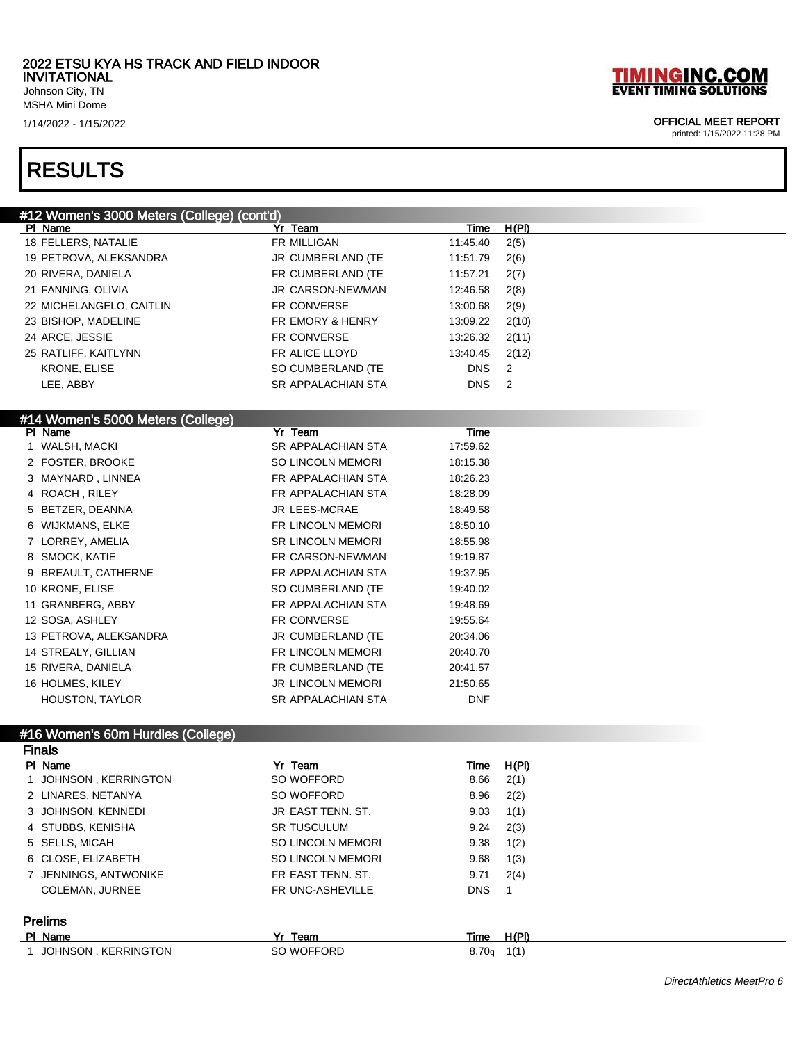2022 ETSU KYA HS TRACK AND FIELD INDOOR INVITATIONAL
Johnson City, TN
MSHA Mini Dome
1/14/2022 - 1/15/2022

TIMINGINC.COM
EVENT TIMING SOLUTIONS

OFFICIAL MEET REPORT
printed: 1/15/2022 11:28 PM

# RESULTS

## #12 Women's 3000 Meters (College) (cont'd)

| Pl | Name | Yr | Team | Time | H(Pl) |
|---|---|---|---|---|---|
| 18 | FELLERS, NATALIE | FR | MILLIGAN | 11:45.40 | 2(5) |
| 19 | PETROVA, ALEKSANDRA | JR | CUMBERLAND (TE | 11:51.79 | 2(6) |
| 20 | RIVERA, DANIELA | FR | CUMBERLAND (TE | 11:57.21 | 2(7) |
| 21 | FANNING, OLIVIA | JR | CARSON-NEWMAN | 12:46.58 | 2(8) |
| 22 | MICHELANGELO, CAITLIN | FR | CONVERSE | 13:00.68 | 2(9) |
| 23 | BISHOP, MADELINE | FR | EMORY & HENRY | 13:09.22 | 2(10) |
| 24 | ARCE, JESSIE | FR | CONVERSE | 13:26.32 | 2(11) |
| 25 | RATLIFF, KAITLYNN | FR | ALICE LLOYD | 13:40.45 | 2(12) |
| | KRONE, ELISE | SO | CUMBERLAND (TE | DNS | 2 |
| | LEE, ABBY | SR | APPALACHIAN STA | DNS | 2 |

## #14 Women's 5000 Meters (College)

| Pl | Name | Yr | Team | Time |
|---|---|---|---|---|
| 1 | WALSH, MACKI | SR | APPALACHIAN STA | 17:59.62 |
| 2 | FOSTER, BROOKE | SO | LINCOLN MEMORI | 18:15.38 |
| 3 | MAYNARD , LINNEA | FR | APPALACHIAN STA | 18:26.23 |
| 4 | ROACH , RILEY | FR | APPALACHIAN STA | 18:28.09 |
| 5 | BETZER, DEANNA | JR | LEES-MCRAE | 18:49.58 |
| 6 | WIJKMANS, ELKE | FR | LINCOLN MEMORI | 18:50.10 |
| 7 | LORREY, AMELIA | SR | LINCOLN MEMORI | 18:55.98 |
| 8 | SMOCK, KATIE | FR | CARSON-NEWMAN | 19:19.87 |
| 9 | BREAULT, CATHERNE | FR | APPALACHIAN STA | 19:37.95 |
| 10 | KRONE, ELISE | SO | CUMBERLAND (TE | 19:40.02 |
| 11 | GRANBERG, ABBY | FR | APPALACHIAN STA | 19:48.69 |
| 12 | SOSA, ASHLEY | FR | CONVERSE | 19:55.64 |
| 13 | PETROVA, ALEKSANDRA | JR | CUMBERLAND (TE | 20:34.06 |
| 14 | STREALY, GILLIAN | FR | LINCOLN MEMORI | 20:40.70 |
| 15 | RIVERA, DANIELA | FR | CUMBERLAND (TE | 20:41.57 |
| 16 | HOLMES, KILEY | JR | LINCOLN MEMORI | 21:50.65 |
| | HOUSTON, TAYLOR | SR | APPALACHIAN STA | DNF |

## #16 Women's 60m Hurdles (College)

### Finals

| Pl | Name | Yr | Team | Time | H(Pl) |
|---|---|---|---|---|---|
| 1 | JOHNSON , KERRINGTON | SO | WOFFORD | 8.66 | 2(1) |
| 2 | LINARES, NETANYA | SO | WOFFORD | 8.96 | 2(2) |
| 3 | JOHNSON, KENNEDI | JR | EAST TENN. ST. | 9.03 | 1(1) |
| 4 | STUBBS, KENISHA | SR | TUSCULUM | 9.24 | 2(3) |
| 5 | SELLS, MICAH | SO | LINCOLN MEMORI | 9.38 | 1(2) |
| 6 | CLOSE, ELIZABETH | SO | LINCOLN MEMORI | 9.68 | 1(3) |
| 7 | JENNINGS, ANTWONIKE | FR | EAST TENN. ST. | 9.71 | 2(4) |
| | COLEMAN, JURNEE | FR | UNC-ASHEVILLE | DNS | 1 |

### Prelims

| Pl | Name | Yr | Team | Time | H(Pl) |
|---|---|---|---|---|---|
| 1 | JOHNSON , KERRINGTON | SO | WOFFORD | 8.70q | 1(1) |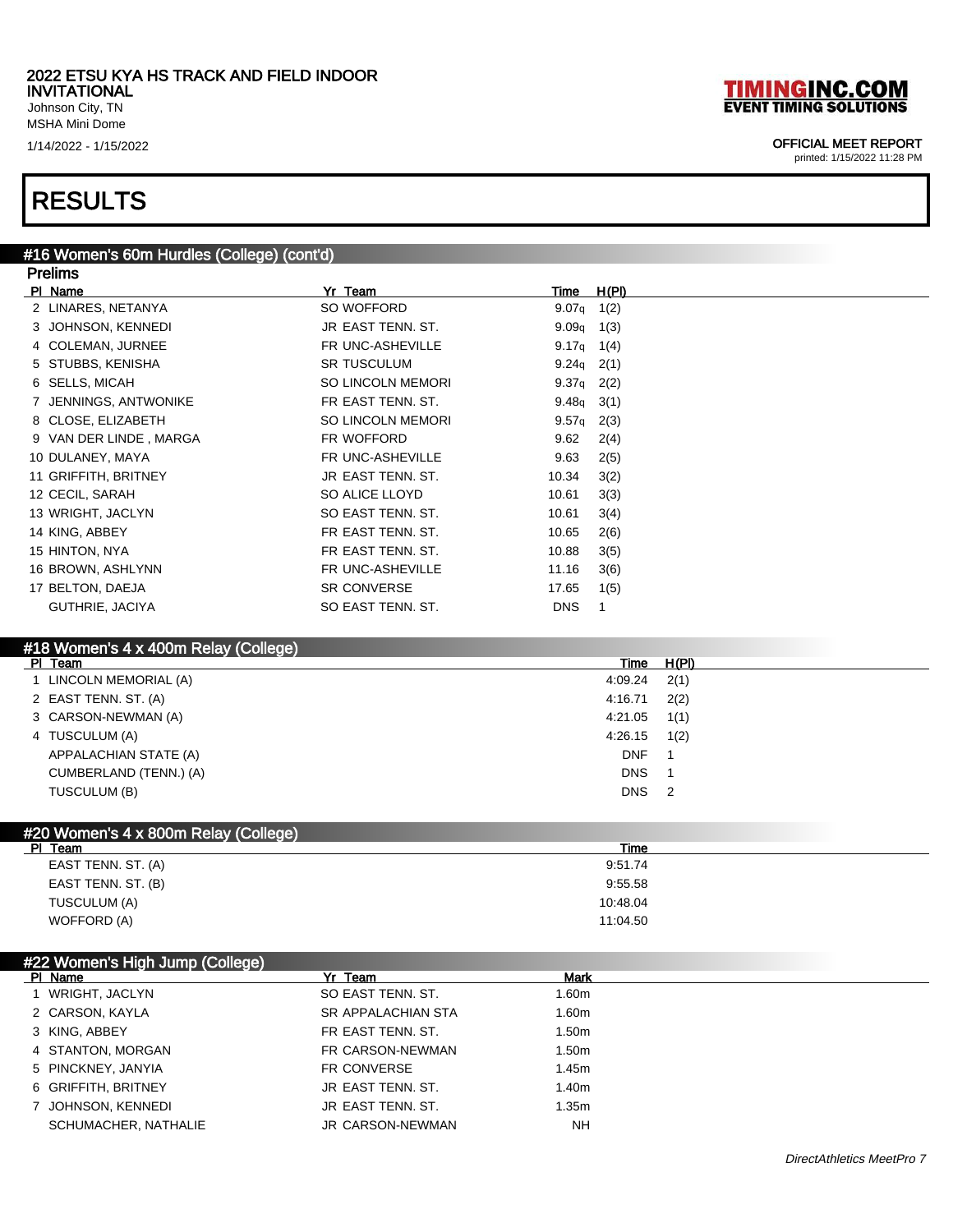# RESULTS

## #16 Women's 60m Hurdles (College) (cont'd)

### Prelims

| Pl | Name | Yr | Team | Time | H(Pl) |
|---|---|---|---|---|---|
| 2 | LINARES, NETANYA | SO | WOFFORD | 9.07q | 1(2) |
| 3 | JOHNSON, KENNEDI | JR | EAST TENN. ST. | 9.09q | 1(3) |
| 4 | COLEMAN, JURNEE | FR | UNC-ASHEVILLE | 9.17q | 1(4) |
| 5 | STUBBS, KENISHA | SR | TUSCULUM | 9.24q | 2(1) |
| 6 | SELLS, MICAH | SO | LINCOLN MEMORI | 9.37q | 2(2) |
| 7 | JENNINGS, ANTWONIKE | FR | EAST TENN. ST. | 9.48q | 3(1) |
| 8 | CLOSE, ELIZABETH | SO | LINCOLN MEMORI | 9.57q | 2(3) |
| 9 | VAN DER LINDE , MARGA | FR | WOFFORD | 9.62 | 2(4) |
| 10 | DULANEY, MAYA | FR | UNC-ASHEVILLE | 9.63 | 2(5) |
| 11 | GRIFFITH, BRITNEY | JR | EAST TENN. ST. | 10.34 | 3(2) |
| 12 | CECIL, SARAH | SO | ALICE LLOYD | 10.61 | 3(3) |
| 13 | WRIGHT, JACLYN | SO | EAST TENN. ST. | 10.61 | 3(4) |
| 14 | KING, ABBEY | FR | EAST TENN. ST. | 10.65 | 2(6) |
| 15 | HINTON, NYA | FR | EAST TENN. ST. | 10.88 | 3(5) |
| 16 | BROWN, ASHLYNN | FR | UNC-ASHEVILLE | 11.16 | 3(6) |
| 17 | BELTON, DAEJA | SR | CONVERSE | 17.65 | 1(5) |
| | GUTHRIE, JACIYA | SO | EAST TENN. ST. | DNS | 1 |

## #18 Women's 4 x 400m Relay (College)

| Pl | Team | Time | H(Pl) |
|---|---|---|---|
| 1 | LINCOLN MEMORIAL (A) | 4:09.24 | 2(1) |
| 2 | EAST TENN. ST. (A) | 4:16.71 | 2(2) |
| 3 | CARSON-NEWMAN (A) | 4:21.05 | 1(1) |
| 4 | TUSCULUM (A) | 4:26.15 | 1(2) |
| | APPALACHIAN STATE (A) | DNF | 1 |
| | CUMBERLAND (TENN.) (A) | DNS | 1 |
| | TUSCULUM (B) | DNS | 2 |

## #20 Women's 4 x 800m Relay (College)

| Pl | Team | Time |
|---|---|---|
| | EAST TENN. ST. (A) | 9:51.74 |
| | EAST TENN. ST. (B) | 9:55.58 |
| | TUSCULUM (A) | 10:48.04 |
| | WOFFORD (A) | 11:04.50 |

## #22 Women's High Jump (College)

| Pl | Name | Yr | Team | Mark |
|---|---|---|---|---|
| 1 | WRIGHT, JACLYN | SO | EAST TENN. ST. | 1.60m |
| 2 | CARSON, KAYLA | SR | APPALACHIAN STA | 1.60m |
| 3 | KING, ABBEY | FR | EAST TENN. ST. | 1.50m |
| 4 | STANTON, MORGAN | FR | CARSON-NEWMAN | 1.50m |
| 5 | PINCKNEY, JANYIA | FR | CONVERSE | 1.45m |
| 6 | GRIFFITH, BRITNEY | JR | EAST TENN. ST. | 1.40m |
| 7 | JOHNSON, KENNEDI | JR | EAST TENN. ST. | 1.35m |
| | SCHUMACHER, NATHALIE | JR | CARSON-NEWMAN | NH |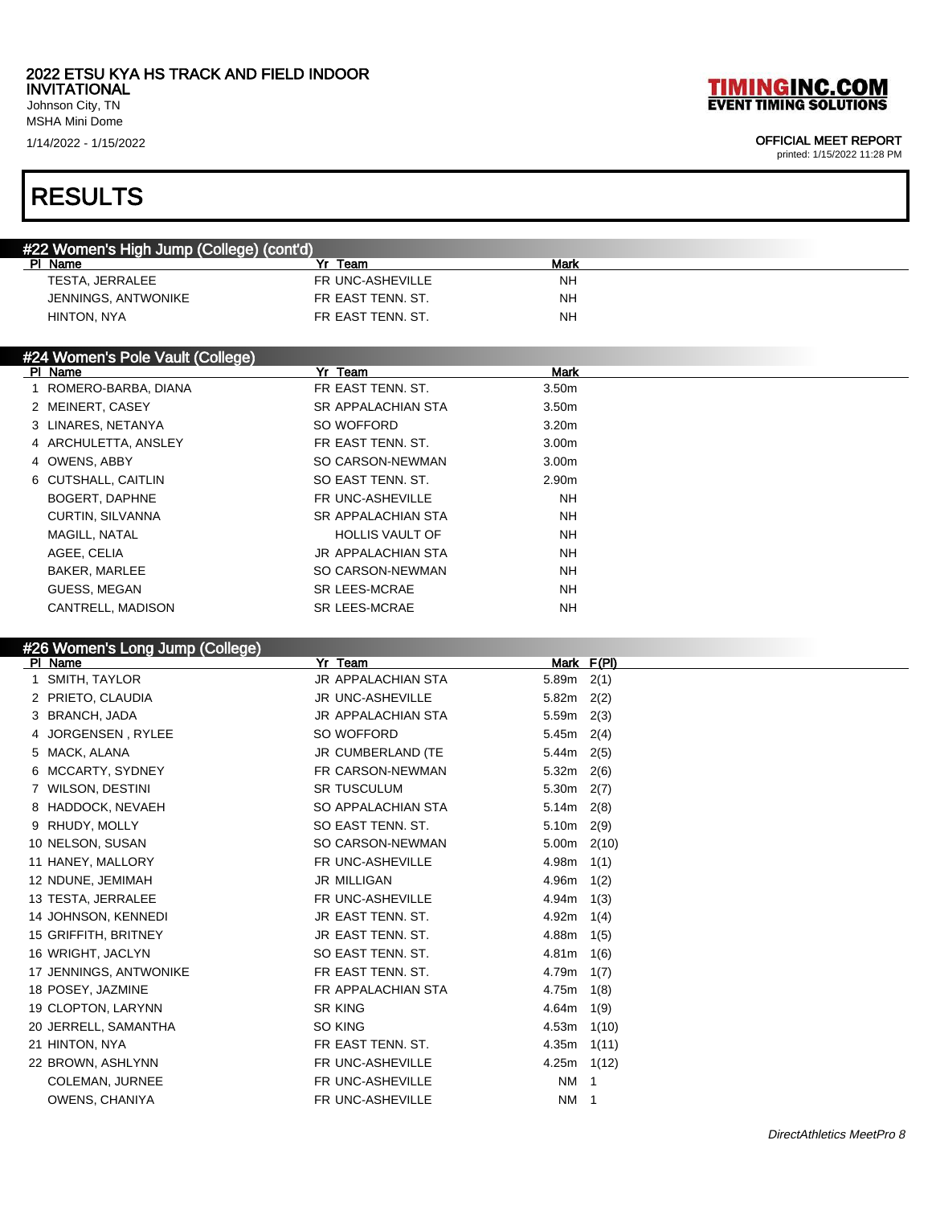2022 ETSU KYA HS TRACK AND FIELD INDOOR INVITATIONAL
Johnson City, TN
MSHA Mini Dome
1/14/2022 - 1/15/2022

OFFICIAL MEET REPORT
printed: 1/15/2022 11:28 PM

# RESULTS

## #22 Women's High Jump (College) (cont'd)

| Pl | Name | Yr | Team | Mark |
|---|---|---|---|---|
| | TESTA, JERRALEE | FR | UNC-ASHEVILLE | NH |
| | JENNINGS, ANTWONIKE | FR | EAST TENN. ST. | NH |
| | HINTON, NYA | FR | EAST TENN. ST. | NH |

## #24 Women's Pole Vault (College)

| Pl | Name | Yr | Team | Mark |
|---|---|---|---|---|
| 1 | ROMERO-BARBA, DIANA | FR | EAST TENN. ST. | 3.50m |
| 2 | MEINERT, CASEY | SR | APPALACHIAN STA | 3.50m |
| 3 | LINARES, NETANYA | SO | WOFFORD | 3.20m |
| 4 | ARCHULETTA, ANSLEY | FR | EAST TENN. ST. | 3.00m |
| 4 | OWENS, ABBY | SO | CARSON-NEWMAN | 3.00m |
| 6 | CUTSHALL, CAITLIN | SO | EAST TENN. ST. | 2.90m |
| | BOGERT, DAPHNE | FR | UNC-ASHEVILLE | NH |
| | CURTIN, SILVANNA | SR | APPALACHIAN STA | NH |
| | MAGILL, NATAL | | HOLLIS VAULT OF | NH |
| | AGEE, CELIA | JR | APPALACHIAN STA | NH |
| | BAKER, MARLEE | SO | CARSON-NEWMAN | NH |
| | GUESS, MEGAN | SR | LEES-MCRAE | NH |
| | CANTRELL, MADISON | SR | LEES-MCRAE | NH |

## #26 Women's Long Jump (College)

| Pl | Name | Yr | Team | Mark | F(Pl) |
|---|---|---|---|---|---|
| 1 | SMITH, TAYLOR | JR | APPALACHIAN STA | 5.89m | 2(1) |
| 2 | PRIETO, CLAUDIA | JR | UNC-ASHEVILLE | 5.82m | 2(2) |
| 3 | BRANCH, JADA | JR | APPALACHIAN STA | 5.59m | 2(3) |
| 4 | JORGENSEN , RYLEE | SO | WOFFORD | 5.45m | 2(4) |
| 5 | MACK, ALANA | JR | CUMBERLAND (TE | 5.44m | 2(5) |
| 6 | MCCARTY, SYDNEY | FR | CARSON-NEWMAN | 5.32m | 2(6) |
| 7 | WILSON, DESTINI | SR | TUSCULUM | 5.30m | 2(7) |
| 8 | HADDOCK, NEVAEH | SO | APPALACHIAN STA | 5.14m | 2(8) |
| 9 | RHUDY, MOLLY | SO | EAST TENN. ST. | 5.10m | 2(9) |
| 10 | NELSON, SUSAN | SO | CARSON-NEWMAN | 5.00m | 2(10) |
| 11 | HANEY, MALLORY | FR | UNC-ASHEVILLE | 4.98m | 1(1) |
| 12 | NDUNE, JEMIMAH | JR | MILLIGAN | 4.96m | 1(2) |
| 13 | TESTA, JERRALEE | FR | UNC-ASHEVILLE | 4.94m | 1(3) |
| 14 | JOHNSON, KENNEDI | JR | EAST TENN. ST. | 4.92m | 1(4) |
| 15 | GRIFFITH, BRITNEY | JR | EAST TENN. ST. | 4.88m | 1(5) |
| 16 | WRIGHT, JACLYN | SO | EAST TENN. ST. | 4.81m | 1(6) |
| 17 | JENNINGS, ANTWONIKE | FR | EAST TENN. ST. | 4.79m | 1(7) |
| 18 | POSEY, JAZMINE | FR | APPALACHIAN STA | 4.75m | 1(8) |
| 19 | CLOPTON, LARYNN | SR | KING | 4.64m | 1(9) |
| 20 | JERRELL, SAMANTHA | SO | KING | 4.53m | 1(10) |
| 21 | HINTON, NYA | FR | EAST TENN. ST. | 4.35m | 1(11) |
| 22 | BROWN, ASHLYNN | FR | UNC-ASHEVILLE | 4.25m | 1(12) |
| | COLEMAN, JURNEE | FR | UNC-ASHEVILLE | NM | 1 |
| | OWENS, CHANIYA | FR | UNC-ASHEVILLE | NM | 1 |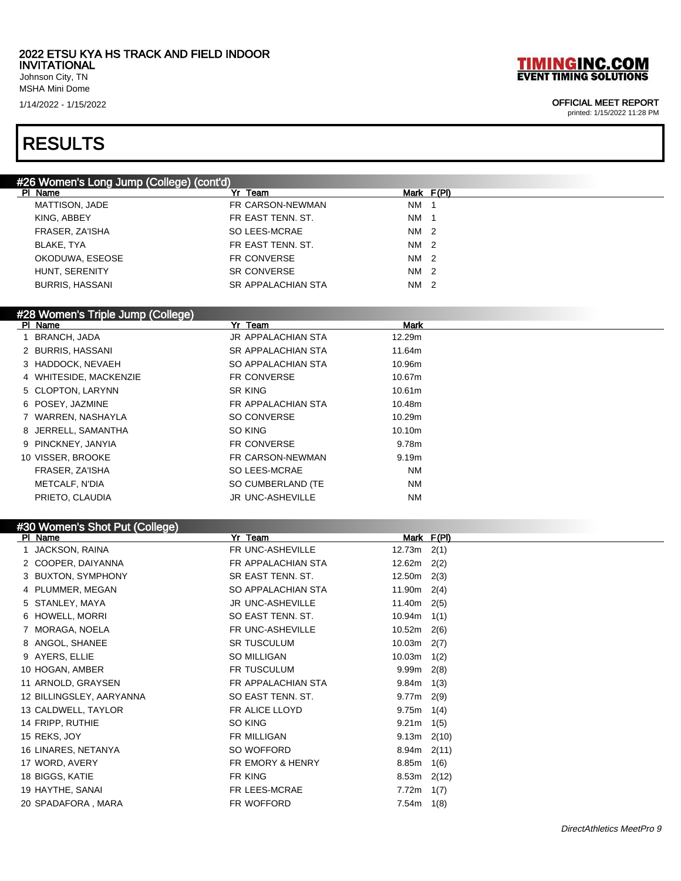# 2022 ETSU KYA HS TRACK AND FIELD INDOOR INVITATIONAL

Johnson City, TN
MSHA Mini Dome
1/14/2022 - 1/15/2022

OFFICIAL MEET REPORT
printed: 1/15/2022 11:28 PM

# RESULTS

## #26 Women's Long Jump (College) (cont'd)

| Pl | Name | Yr | Team | Mark | F(Pl) |
|---|---|---|---|---|---|
| | MATTISON, JADE | FR | CARSON-NEWMAN | NM | 1 |
| | KING, ABBEY | FR | EAST TENN. ST. | NM | 1 |
| | FRASER, ZA'ISHA | SO | LEES-MCRAE | NM | 2 |
| | BLAKE, TYA | FR | EAST TENN. ST. | NM | 2 |
| | OKODUWA, ESEOSE | FR | CONVERSE | NM | 2 |
| | HUNT, SERENITY | SR | CONVERSE | NM | 2 |
| | BURRIS, HASSANI | SR | APPALACHIAN STA | NM | 2 |

## #28 Women's Triple Jump (College)

| Pl | Name | Yr | Team | Mark |
|---|---|---|---|---|
| 1 | BRANCH, JADA | JR | APPALACHIAN STA | 12.29m |
| 2 | BURRIS, HASSANI | SR | APPALACHIAN STA | 11.64m |
| 3 | HADDOCK, NEVAEH | SO | APPALACHIAN STA | 10.96m |
| 4 | WHITESIDE, MACKENZIE | FR | CONVERSE | 10.67m |
| 5 | CLOPTON, LARYNN | SR | KING | 10.61m |
| 6 | POSEY, JAZMINE | FR | APPALACHIAN STA | 10.48m |
| 7 | WARREN, NASHAYLA | SO | CONVERSE | 10.29m |
| 8 | JERRELL, SAMANTHA | SO | KING | 10.10m |
| 9 | PINCKNEY, JANYIA | FR | CONVERSE | 9.78m |
| 10 | VISSER, BROOKE | FR | CARSON-NEWMAN | 9.19m |
| | FRASER, ZA'ISHA | SO | LEES-MCRAE | NM |
| | METCALF, N'DIA | SO | CUMBERLAND (TE | NM |
| | PRIETO, CLAUDIA | JR | UNC-ASHEVILLE | NM |

## #30 Women's Shot Put (College)

| Pl | Name | Yr | Team | Mark | F(Pl) |
|---|---|---|---|---|---|
| 1 | JACKSON, RAINA | FR | UNC-ASHEVILLE | 12.73m | 2(1) |
| 2 | COOPER, DAIYANNA | FR | APPALACHIAN STA | 12.62m | 2(2) |
| 3 | BUXTON, SYMPHONY | SR | EAST TENN. ST. | 12.50m | 2(3) |
| 4 | PLUMMER, MEGAN | SO | APPALACHIAN STA | 11.90m | 2(4) |
| 5 | STANLEY, MAYA | JR | UNC-ASHEVILLE | 11.40m | 2(5) |
| 6 | HOWELL, MORRI | SO | EAST TENN. ST. | 10.94m | 1(1) |
| 7 | MORAGA, NOELA | FR | UNC-ASHEVILLE | 10.52m | 2(6) |
| 8 | ANGOL, SHANEE | SR | TUSCULUM | 10.03m | 2(7) |
| 9 | AYERS, ELLIE | SO | MILLIGAN | 10.03m | 1(2) |
| 10 | HOGAN, AMBER | FR | TUSCULUM | 9.99m | 2(8) |
| 11 | ARNOLD, GRAYSEN | FR | APPALACHIAN STA | 9.84m | 1(3) |
| 12 | BILLINGSLEY, AARYANNA | SO | EAST TENN. ST. | 9.77m | 2(9) |
| 13 | CALDWELL, TAYLOR | FR | ALICE LLOYD | 9.75m | 1(4) |
| 14 | FRIPP, RUTHIE | SO | KING | 9.21m | 1(5) |
| 15 | REKS, JOY | FR | MILLIGAN | 9.13m | 2(10) |
| 16 | LINARES, NETANYA | SO | WOFFORD | 8.94m | 2(11) |
| 17 | WORD, AVERY | FR | EMORY & HENRY | 8.85m | 1(6) |
| 18 | BIGGS, KATIE | FR | KING | 8.53m | 2(12) |
| 19 | HAYTHE, SANAI | FR | LEES-MCRAE | 7.72m | 1(7) |
| 20 | SPADAFORA , MARA | FR | WOFFORD | 7.54m | 1(8) |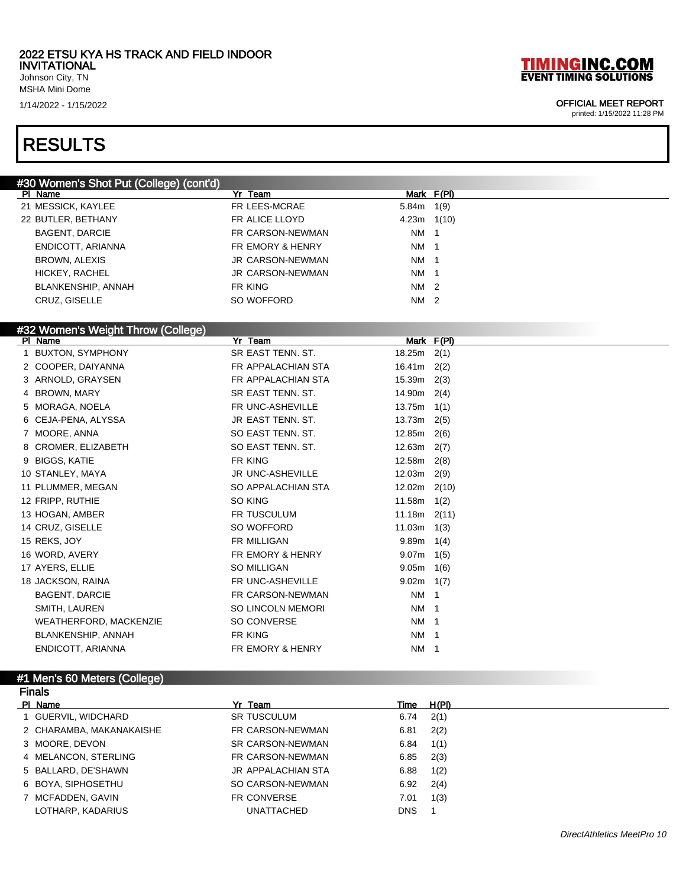2022 ETSU KYA HS TRACK AND FIELD INDOOR INVITATIONAL
Johnson City, TN
MSHA Mini Dome
1/14/2022 - 1/15/2022

OFFICIAL MEET REPORT
printed: 1/15/2022 11:28 PM

# RESULTS

## #30 Women's Shot Put (College) (cont'd)

| Pl | Name | Yr | Team | Mark | F(Pl) |
|---|---|---|---|---|---|
| 21 | MESSICK, KAYLEE | FR | LEES-MCRAE | 5.84m | 1(9) |
| 22 | BUTLER, BETHANY | FR | ALICE LLOYD | 4.23m | 1(10) |
| | BAGENT, DARCIE | FR | CARSON-NEWMAN | NM | 1 |
| | ENDICOTT, ARIANNA | FR | EMORY & HENRY | NM | 1 |
| | BROWN, ALEXIS | JR | CARSON-NEWMAN | NM | 1 |
| | HICKEY, RACHEL | JR | CARSON-NEWMAN | NM | 1 |
| | BLANKENSHIP, ANNAH | FR | KING | NM | 2 |
| | CRUZ, GISELLE | SO | WOFFORD | NM | 2 |

## #32 Women's Weight Throw (College)

| Pl | Name | Yr | Team | Mark | F(Pl) |
|---|---|---|---|---|---|
| 1 | BUXTON, SYMPHONY | SR | EAST TENN. ST. | 18.25m | 2(1) |
| 2 | COOPER, DAIYANNA | FR | APPALACHIAN STA | 16.41m | 2(2) |
| 3 | ARNOLD, GRAYSEN | FR | APPALACHIAN STA | 15.39m | 2(3) |
| 4 | BROWN, MARY | SR | EAST TENN. ST. | 14.90m | 2(4) |
| 5 | MORAGA, NOELA | FR | UNC-ASHEVILLE | 13.75m | 1(1) |
| 6 | CEJA-PENA, ALYSSA | JR | EAST TENN. ST. | 13.73m | 2(5) |
| 7 | MOORE, ANNA | SO | EAST TENN. ST. | 12.85m | 2(6) |
| 8 | CROMER, ELIZABETH | SO | EAST TENN. ST. | 12.63m | 2(7) |
| 9 | BIGGS, KATIE | FR | KING | 12.58m | 2(8) |
| 10 | STANLEY, MAYA | JR | UNC-ASHEVILLE | 12.03m | 2(9) |
| 11 | PLUMMER, MEGAN | SO | APPALACHIAN STA | 12.02m | 2(10) |
| 12 | FRIPP, RUTHIE | SO | KING | 11.58m | 1(2) |
| 13 | HOGAN, AMBER | FR | TUSCULUM | 11.18m | 2(11) |
| 14 | CRUZ, GISELLE | SO | WOFFORD | 11.03m | 1(3) |
| 15 | REKS, JOY | FR | MILLIGAN | 9.89m | 1(4) |
| 16 | WORD, AVERY | FR | EMORY & HENRY | 9.07m | 1(5) |
| 17 | AYERS, ELLIE | SO | MILLIGAN | 9.05m | 1(6) |
| 18 | JACKSON, RAINA | FR | UNC-ASHEVILLE | 9.02m | 1(7) |
| | BAGENT, DARCIE | FR | CARSON-NEWMAN | NM | 1 |
| | SMITH, LAUREN | SO | LINCOLN MEMORI | NM | 1 |
| | WEATHERFORD, MACKENZIE | SO | CONVERSE | NM | 1 |
| | BLANKENSHIP, ANNAH | FR | KING | NM | 1 |
| | ENDICOTT, ARIANNA | FR | EMORY & HENRY | NM | 1 |

## #1 Men's 60 Meters (College)

### Finals

| Pl | Name | Yr | Team | Time | H(Pl) |
|---|---|---|---|---|---|
| 1 | GUERVIL, WIDCHARD | SR | TUSCULUM | 6.74 | 2(1) |
| 2 | CHARAMBA, MAKANAKAISHE | FR | CARSON-NEWMAN | 6.81 | 2(2) |
| 3 | MOORE, DEVON | SR | CARSON-NEWMAN | 6.84 | 1(1) |
| 4 | MELANCON, STERLING | FR | CARSON-NEWMAN | 6.85 | 2(3) |
| 5 | BALLARD, DE'SHAWN | JR | APPALACHIAN STA | 6.88 | 1(2) |
| 6 | BOYA, SIPHOSETHU | SO | CARSON-NEWMAN | 6.92 | 2(4) |
| 7 | MCFADDEN, GAVIN | FR | CONVERSE | 7.01 | 1(3) |
| | LOTHARP, KADARIUS | | UNATTACHED | DNS | 1 |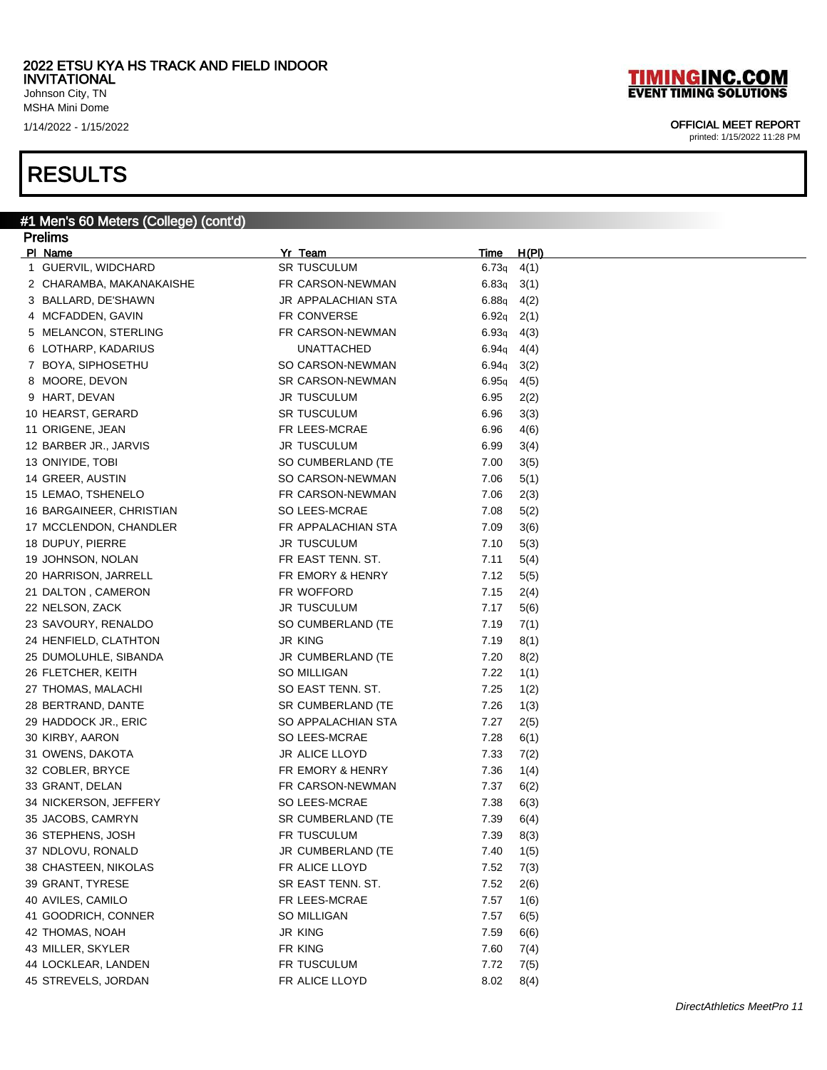# RESULTS

## #1 Men's 60 Meters (College) (cont'd)

### Prelims

| Pl | Name | Yr | Team | Time | H(Pl) |
|---|---|---|---|---|---|
| 1 | GUERVIL, WIDCHARD | SR | TUSCULUM | 6.73q | 4(1) |
| 2 | CHARAMBA, MAKANAKAISHE | FR | CARSON-NEWMAN | 6.83q | 3(1) |
| 3 | BALLARD, DE'SHAWN | JR | APPALACHIAN STA | 6.88q | 4(2) |
| 4 | MCFADDEN, GAVIN | FR | CONVERSE | 6.92q | 2(1) |
| 5 | MELANCON, STERLING | FR | CARSON-NEWMAN | 6.93q | 4(3) |
| 6 | LOTHARP, KADARIUS | | UNATTACHED | 6.94q | 4(4) |
| 7 | BOYA, SIPHOSETHU | SO | CARSON-NEWMAN | 6.94q | 3(2) |
| 8 | MOORE, DEVON | SR | CARSON-NEWMAN | 6.95q | 4(5) |
| 9 | HART, DEVAN | JR | TUSCULUM | 6.95 | 2(2) |
| 10 | HEARST, GERARD | SR | TUSCULUM | 6.96 | 3(3) |
| 11 | ORIGENE, JEAN | FR | LEES-MCRAE | 6.96 | 4(6) |
| 12 | BARBER JR., JARVIS | JR | TUSCULUM | 6.99 | 3(4) |
| 13 | ONIYIDE, TOBI | SO | CUMBERLAND (TE | 7.00 | 3(5) |
| 14 | GREER, AUSTIN | SO | CARSON-NEWMAN | 7.06 | 5(1) |
| 15 | LEMAO, TSHENELO | FR | CARSON-NEWMAN | 7.06 | 2(3) |
| 16 | BARGAINEER, CHRISTIAN | SO | LEES-MCRAE | 7.08 | 5(2) |
| 17 | MCCLENDON, CHANDLER | FR | APPALACHIAN STA | 7.09 | 3(6) |
| 18 | DUPUY, PIERRE | JR | TUSCULUM | 7.10 | 5(3) |
| 19 | JOHNSON, NOLAN | FR | EAST TENN. ST. | 7.11 | 5(4) |
| 20 | HARRISON, JARRELL | FR | EMORY & HENRY | 7.12 | 5(5) |
| 21 | DALTON , CAMERON | FR | WOFFORD | 7.15 | 2(4) |
| 22 | NELSON, ZACK | JR | TUSCULUM | 7.17 | 5(6) |
| 23 | SAVOURY, RENALDO | SO | CUMBERLAND (TE | 7.19 | 7(1) |
| 24 | HENFIELD, CLATHTON | JR | KING | 7.19 | 8(1) |
| 25 | DUMOLUHLE, SIBANDA | JR | CUMBERLAND (TE | 7.20 | 8(2) |
| 26 | FLETCHER, KEITH | SO | MILLIGAN | 7.22 | 1(1) |
| 27 | THOMAS, MALACHI | SO | EAST TENN. ST. | 7.25 | 1(2) |
| 28 | BERTRAND, DANTE | SR | CUMBERLAND (TE | 7.26 | 1(3) |
| 29 | HADDOCK JR., ERIC | SO | APPALACHIAN STA | 7.27 | 2(5) |
| 30 | KIRBY, AARON | SO | LEES-MCRAE | 7.28 | 6(1) |
| 31 | OWENS, DAKOTA | JR | ALICE LLOYD | 7.33 | 7(2) |
| 32 | COBLER, BRYCE | FR | EMORY & HENRY | 7.36 | 1(4) |
| 33 | GRANT, DELAN | FR | CARSON-NEWMAN | 7.37 | 6(2) |
| 34 | NICKERSON, JEFFERY | SO | LEES-MCRAE | 7.38 | 6(3) |
| 35 | JACOBS, CAMRYN | SR | CUMBERLAND (TE | 7.39 | 6(4) |
| 36 | STEPHENS, JOSH | FR | TUSCULUM | 7.39 | 8(3) |
| 37 | NDLOVU, RONALD | JR | CUMBERLAND (TE | 7.40 | 1(5) |
| 38 | CHASTEEN, NIKOLAS | FR | ALICE LLOYD | 7.52 | 7(3) |
| 39 | GRANT, TYRESE | SR | EAST TENN. ST. | 7.52 | 2(6) |
| 40 | AVILES, CAMILO | FR | LEES-MCRAE | 7.57 | 1(6) |
| 41 | GOODRICH, CONNER | SO | MILLIGAN | 7.57 | 6(5) |
| 42 | THOMAS, NOAH | JR | KING | 7.59 | 6(6) |
| 43 | MILLER, SKYLER | FR | KING | 7.60 | 7(4) |
| 44 | LOCKLEAR, LANDEN | FR | TUSCULUM | 7.72 | 7(5) |
| 45 | STREVELS, JORDAN | FR | ALICE LLOYD | 8.02 | 8(4) |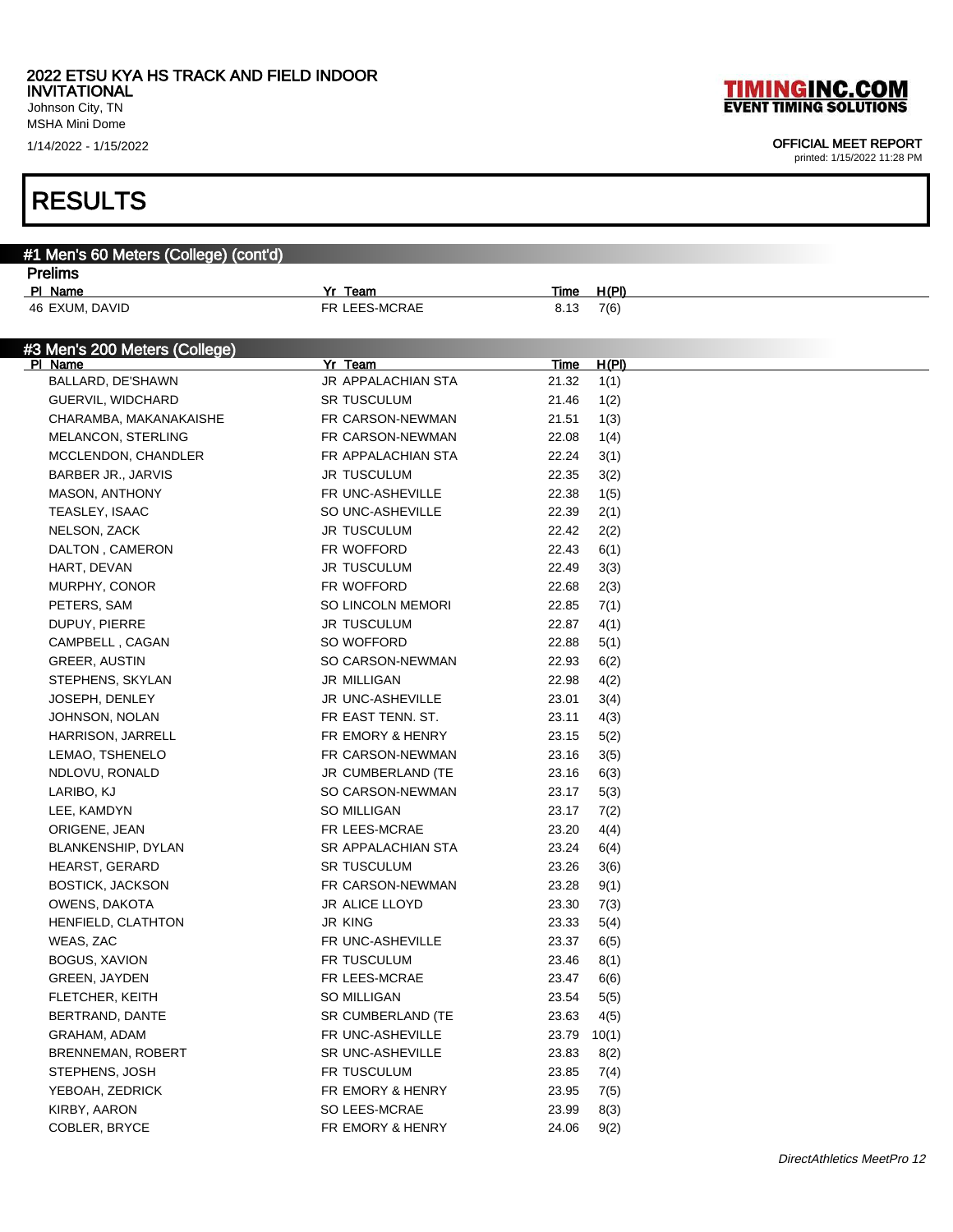2022 ETSU KYA HS TRACK AND FIELD INDOOR INVITATIONAL
Johnson City, TN
MSHA Mini Dome
1/14/2022 - 1/15/2022

TIMINGINC.COM
EVENT TIMING SOLUTIONS

OFFICIAL MEET REPORT
printed: 1/15/2022 11:28 PM

# RESULTS

## #1 Men's 60 Meters (College) (cont'd)

### Prelims

| Pl | Name | Yr | Team | Time | H(Pl) |
|---|---|---|---|---|---|
| 46 | EXUM, DAVID | FR | LEES-MCRAE | 8.13 | 7(6) |

## #3 Men's 200 Meters (College)

| Pl | Name | Yr | Team | Time | H(Pl) |
|---|---|---|---|---|---|
| | BALLARD, DE'SHAWN | JR | APPALACHIAN STA | 21.32 | 1(1) |
| | GUERVIL, WIDCHARD | SR | TUSCULUM | 21.46 | 1(2) |
| | CHARAMBA, MAKANAKAISHE | FR | CARSON-NEWMAN | 21.51 | 1(3) |
| | MELANCON, STERLING | FR | CARSON-NEWMAN | 22.08 | 1(4) |
| | MCCLENDON, CHANDLER | FR | APPALACHIAN STA | 22.24 | 3(1) |
| | BARBER JR., JARVIS | JR | TUSCULUM | 22.35 | 3(2) |
| | MASON, ANTHONY | FR | UNC-ASHEVILLE | 22.38 | 1(5) |
| | TEASLEY, ISAAC | SO | UNC-ASHEVILLE | 22.39 | 2(1) |
| | NELSON, ZACK | JR | TUSCULUM | 22.42 | 2(2) |
| | DALTON , CAMERON | FR | WOFFORD | 22.43 | 6(1) |
| | HART, DEVAN | JR | TUSCULUM | 22.49 | 3(3) |
| | MURPHY, CONOR | FR | WOFFORD | 22.68 | 2(3) |
| | PETERS, SAM | SO | LINCOLN MEMORI | 22.85 | 7(1) |
| | DUPUY, PIERRE | JR | TUSCULUM | 22.87 | 4(1) |
| | CAMPBELL , CAGAN | SO | WOFFORD | 22.88 | 5(1) |
| | GREER, AUSTIN | SO | CARSON-NEWMAN | 22.93 | 6(2) |
| | STEPHENS, SKYLAN | JR | MILLIGAN | 22.98 | 4(2) |
| | JOSEPH, DENLEY | JR | UNC-ASHEVILLE | 23.01 | 3(4) |
| | JOHNSON, NOLAN | FR | EAST TENN. ST. | 23.11 | 4(3) |
| | HARRISON, JARRELL | FR | EMORY & HENRY | 23.15 | 5(2) |
| | LEMAO, TSHENELO | FR | CARSON-NEWMAN | 23.16 | 3(5) |
| | NDLOVU, RONALD | JR | CUMBERLAND (TE | 23.16 | 6(3) |
| | LARIBO, KJ | SO | CARSON-NEWMAN | 23.17 | 5(3) |
| | LEE, KAMDYN | SO | MILLIGAN | 23.17 | 7(2) |
| | ORIGENE, JEAN | FR | LEES-MCRAE | 23.20 | 4(4) |
| | BLANKENSHIP, DYLAN | SR | APPALACHIAN STA | 23.24 | 6(4) |
| | HEARST, GERARD | SR | TUSCULUM | 23.26 | 3(6) |
| | BOSTICK, JACKSON | FR | CARSON-NEWMAN | 23.28 | 9(1) |
| | OWENS, DAKOTA | JR | ALICE LLOYD | 23.30 | 7(3) |
| | HENFIELD, CLATHTON | JR | KING | 23.33 | 5(4) |
| | WEAS, ZAC | FR | UNC-ASHEVILLE | 23.37 | 6(5) |
| | BOGUS, XAVION | FR | TUSCULUM | 23.46 | 8(1) |
| | GREEN, JAYDEN | FR | LEES-MCRAE | 23.47 | 6(6) |
| | FLETCHER, KEITH | SO | MILLIGAN | 23.54 | 5(5) |
| | BERTRAND, DANTE | SR | CUMBERLAND (TE | 23.63 | 4(5) |
| | GRAHAM, ADAM | FR | UNC-ASHEVILLE | 23.79 | 10(1) |
| | BRENNEMAN, ROBERT | SR | UNC-ASHEVILLE | 23.83 | 8(2) |
| | STEPHENS, JOSH | FR | TUSCULUM | 23.85 | 7(4) |
| | YEBOAH, ZEDRICK | FR | EMORY & HENRY | 23.95 | 7(5) |
| | KIRBY, AARON | SO | LEES-MCRAE | 23.99 | 8(3) |
| | COBLER, BRYCE | FR | EMORY & HENRY | 24.06 | 9(2) |

*DirectAthletics MeetPro 12*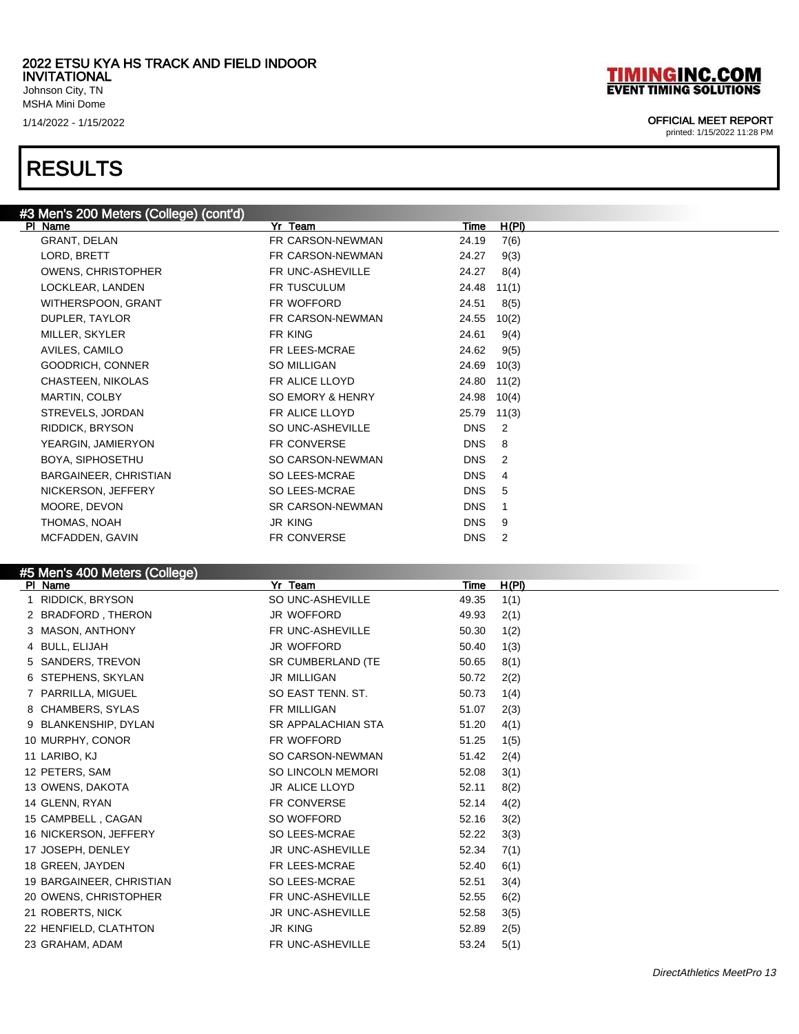# RESULTS

## #3 Men's 200 Meters (College) (cont'd)

| Pl | Name | Yr | Team | Time | H(Pl) |
|---|---|---|---|---|---|
| | GRANT, DELAN | FR | CARSON-NEWMAN | 24.19 | 7(6) |
| | LORD, BRETT | FR | CARSON-NEWMAN | 24.27 | 9(3) |
| | OWENS, CHRISTOPHER | FR | UNC-ASHEVILLE | 24.27 | 8(4) |
| | LOCKLEAR, LANDEN | FR | TUSCULUM | 24.48 | 11(1) |
| | WITHERSPOON, GRANT | FR | WOFFORD | 24.51 | 8(5) |
| | DUPLER, TAYLOR | FR | CARSON-NEWMAN | 24.55 | 10(2) |
| | MILLER, SKYLER | FR | KING | 24.61 | 9(4) |
| | AVILES, CAMILO | FR | LEES-MCRAE | 24.62 | 9(5) |
| | GOODRICH, CONNER | SO | MILLIGAN | 24.69 | 10(3) |
| | CHASTEEN, NIKOLAS | FR | ALICE LLOYD | 24.80 | 11(2) |
| | MARTIN, COLBY | SO | EMORY & HENRY | 24.98 | 10(4) |
| | STREVELS, JORDAN | FR | ALICE LLOYD | 25.79 | 11(3) |
| | RIDDICK, BRYSON | SO | UNC-ASHEVILLE | DNS | 2 |
| | YEARGIN, JAMIERYON | FR | CONVERSE | DNS | 8 |
| | BOYA, SIPHOSETHU | SO | CARSON-NEWMAN | DNS | 2 |
| | BARGAINEER, CHRISTIAN | SO | LEES-MCRAE | DNS | 4 |
| | NICKERSON, JEFFERY | SO | LEES-MCRAE | DNS | 5 |
| | MOORE, DEVON | SR | CARSON-NEWMAN | DNS | 1 |
| | THOMAS, NOAH | JR | KING | DNS | 9 |
| | MCFADDEN, GAVIN | FR | CONVERSE | DNS | 2 |

## #5 Men's 400 Meters (College)

| Pl | Name | Yr | Team | Time | H(Pl) |
|---|---|---|---|---|---|
| 1 | RIDDICK, BRYSON | SO | UNC-ASHEVILLE | 49.35 | 1(1) |
| 2 | BRADFORD , THERON | JR | WOFFORD | 49.93 | 2(1) |
| 3 | MASON, ANTHONY | FR | UNC-ASHEVILLE | 50.30 | 1(2) |
| 4 | BULL, ELIJAH | JR | WOFFORD | 50.40 | 1(3) |
| 5 | SANDERS, TREVON | SR | CUMBERLAND (TE | 50.65 | 8(1) |
| 6 | STEPHENS, SKYLAN | JR | MILLIGAN | 50.72 | 2(2) |
| 7 | PARRILLA, MIGUEL | SO | EAST TENN. ST. | 50.73 | 1(4) |
| 8 | CHAMBERS, SYLAS | FR | MILLIGAN | 51.07 | 2(3) |
| 9 | BLANKENSHIP, DYLAN | SR | APPALACHIAN STA | 51.20 | 4(1) |
| 10 | MURPHY, CONOR | FR | WOFFORD | 51.25 | 1(5) |
| 11 | LARIBO, KJ | SO | CARSON-NEWMAN | 51.42 | 2(4) |
| 12 | PETERS, SAM | SO | LINCOLN MEMORI | 52.08 | 3(1) |
| 13 | OWENS, DAKOTA | JR | ALICE LLOYD | 52.11 | 8(2) |
| 14 | GLENN, RYAN | FR | CONVERSE | 52.14 | 4(2) |
| 15 | CAMPBELL , CAGAN | SO | WOFFORD | 52.16 | 3(2) |
| 16 | NICKERSON, JEFFERY | SO | LEES-MCRAE | 52.22 | 3(3) |
| 17 | JOSEPH, DENLEY | JR | UNC-ASHEVILLE | 52.34 | 7(1) |
| 18 | GREEN, JAYDEN | FR | LEES-MCRAE | 52.40 | 6(1) |
| 19 | BARGAINEER, CHRISTIAN | SO | LEES-MCRAE | 52.51 | 3(4) |
| 20 | OWENS, CHRISTOPHER | FR | UNC-ASHEVILLE | 52.55 | 6(2) |
| 21 | ROBERTS, NICK | JR | UNC-ASHEVILLE | 52.58 | 3(5) |
| 22 | HENFIELD, CLATHTON | JR | KING | 52.89 | 2(5) |
| 23 | GRAHAM, ADAM | FR | UNC-ASHEVILLE | 53.24 | 5(1) |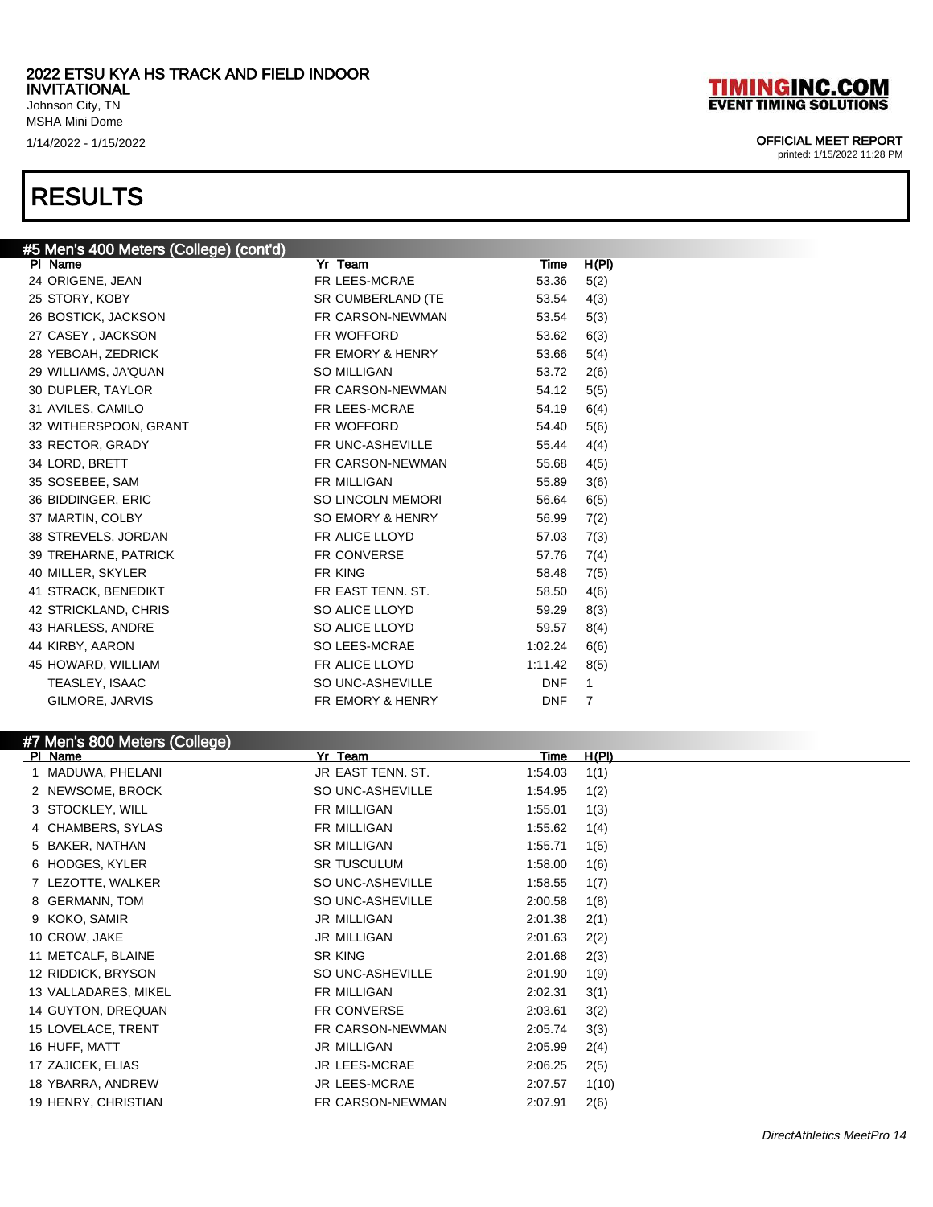2022 ETSU KYA HS TRACK AND FIELD INDOOR INVITATIONAL
Johnson City, TN
MSHA Mini Dome
1/14/2022 - 1/15/2022

OFFICIAL MEET REPORT
printed: 1/15/2022 11:28 PM

# RESULTS

## #5 Men's 400 Meters (College) (cont'd)

| Pl | Name | Yr | Team | Time | H(Pl) |
|---|---|---|---|---|---|
| 24 | ORIGENE, JEAN | FR | LEES-MCRAE | 53.36 | 5(2) |
| 25 | STORY, KOBY | SR | CUMBERLAND (TE | 53.54 | 4(3) |
| 26 | BOSTICK, JACKSON | FR | CARSON-NEWMAN | 53.54 | 5(3) |
| 27 | CASEY , JACKSON | FR | WOFFORD | 53.62 | 6(3) |
| 28 | YEBOAH, ZEDRICK | FR | EMORY & HENRY | 53.66 | 5(4) |
| 29 | WILLIAMS, JA'QUAN | SO | MILLIGAN | 53.72 | 2(6) |
| 30 | DUPLER, TAYLOR | FR | CARSON-NEWMAN | 54.12 | 5(5) |
| 31 | AVILES, CAMILO | FR | LEES-MCRAE | 54.19 | 6(4) |
| 32 | WITHERSPOON, GRANT | FR | WOFFORD | 54.40 | 5(6) |
| 33 | RECTOR, GRADY | FR | UNC-ASHEVILLE | 55.44 | 4(4) |
| 34 | LORD, BRETT | FR | CARSON-NEWMAN | 55.68 | 4(5) |
| 35 | SOSEBEE, SAM | FR | MILLIGAN | 55.89 | 3(6) |
| 36 | BIDDINGER, ERIC | SO | LINCOLN MEMORI | 56.64 | 6(5) |
| 37 | MARTIN, COLBY | SO | EMORY & HENRY | 56.99 | 7(2) |
| 38 | STREVELS, JORDAN | FR | ALICE LLOYD | 57.03 | 7(3) |
| 39 | TREHARNE, PATRICK | FR | CONVERSE | 57.76 | 7(4) |
| 40 | MILLER, SKYLER | FR | KING | 58.48 | 7(5) |
| 41 | STRACK, BENEDIKT | FR | EAST TENN. ST. | 58.50 | 4(6) |
| 42 | STRICKLAND, CHRIS | SO | ALICE LLOYD | 59.29 | 8(3) |
| 43 | HARLESS, ANDRE | SO | ALICE LLOYD | 59.57 | 8(4) |
| 44 | KIRBY, AARON | SO | LEES-MCRAE | 1:02.24 | 6(6) |
| 45 | HOWARD, WILLIAM | FR | ALICE LLOYD | 1:11.42 | 8(5) |
| | TEASLEY, ISAAC | SO | UNC-ASHEVILLE | DNF | 1 |
| | GILMORE, JARVIS | FR | EMORY & HENRY | DNF | 7 |

## #7 Men's 800 Meters (College)

| Pl | Name | Yr | Team | Time | H(Pl) |
|---|---|---|---|---|---|
| 1 | MADUWA, PHELANI | JR | EAST TENN. ST. | 1:54.03 | 1(1) |
| 2 | NEWSOME, BROCK | SO | UNC-ASHEVILLE | 1:54.95 | 1(2) |
| 3 | STOCKLEY, WILL | FR | MILLIGAN | 1:55.01 | 1(3) |
| 4 | CHAMBERS, SYLAS | FR | MILLIGAN | 1:55.62 | 1(4) |
| 5 | BAKER, NATHAN | SR | MILLIGAN | 1:55.71 | 1(5) |
| 6 | HODGES, KYLER | SR | TUSCULUM | 1:58.00 | 1(6) |
| 7 | LEZOTTE, WALKER | SO | UNC-ASHEVILLE | 1:58.55 | 1(7) |
| 8 | GERMANN, TOM | SO | UNC-ASHEVILLE | 2:00.58 | 1(8) |
| 9 | KOKO, SAMIR | JR | MILLIGAN | 2:01.38 | 2(1) |
| 10 | CROW, JAKE | JR | MILLIGAN | 2:01.63 | 2(2) |
| 11 | METCALF, BLAINE | SR | KING | 2:01.68 | 2(3) |
| 12 | RIDDICK, BRYSON | SO | UNC-ASHEVILLE | 2:01.90 | 1(9) |
| 13 | VALLADARES, MIKEL | FR | MILLIGAN | 2:02.31 | 3(1) |
| 14 | GUYTON, DREQUAN | FR | CONVERSE | 2:03.61 | 3(2) |
| 15 | LOVELACE, TRENT | FR | CARSON-NEWMAN | 2:05.74 | 3(3) |
| 16 | HUFF, MATT | JR | MILLIGAN | 2:05.99 | 2(4) |
| 17 | ZAJICEK, ELIAS | JR | LEES-MCRAE | 2:06.25 | 2(5) |
| 18 | YBARRA, ANDREW | JR | LEES-MCRAE | 2:07.57 | 1(10) |
| 19 | HENRY, CHRISTIAN | FR | CARSON-NEWMAN | 2:07.91 | 2(6) |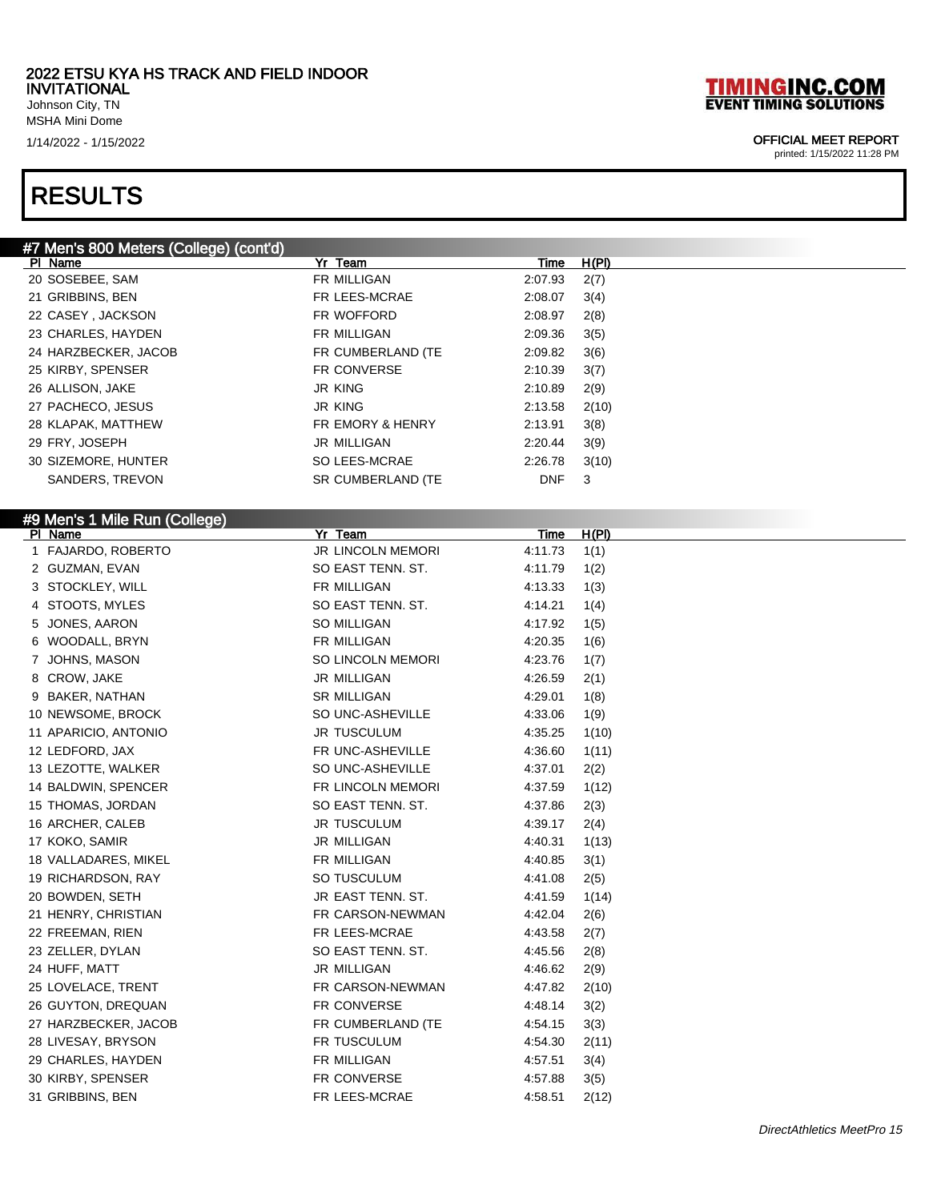2022 ETSU KYA HS TRACK AND FIELD INDOOR INVITATIONAL
Johnson City, TN
MSHA Mini Dome
1/14/2022 - 1/15/2022

TIMINGINC.COM
EVENT TIMING SOLUTIONS

OFFICIAL MEET REPORT
printed: 1/15/2022 11:28 PM

# RESULTS

## #7 Men's 800 Meters (College) (cont'd)

| Pl | Name | Yr | Team | Time | H(Pl) |
|---|---|---|---|---|---|
| 20 | SOSEBEE, SAM | FR | MILLIGAN | 2:07.93 | 2(7) |
| 21 | GRIBBINS, BEN | FR | LEES-MCRAE | 2:08.07 | 3(4) |
| 22 | CASEY , JACKSON | FR | WOFFORD | 2:08.97 | 2(8) |
| 23 | CHARLES, HAYDEN | FR | MILLIGAN | 2:09.36 | 3(5) |
| 24 | HARZBECKER, JACOB | FR | CUMBERLAND (TE | 2:09.82 | 3(6) |
| 25 | KIRBY, SPENSER | FR | CONVERSE | 2:10.39 | 3(7) |
| 26 | ALLISON, JAKE | JR | KING | 2:10.89 | 2(9) |
| 27 | PACHECO, JESUS | JR | KING | 2:13.58 | 2(10) |
| 28 | KLAPAK, MATTHEW | FR | EMORY & HENRY | 2:13.91 | 3(8) |
| 29 | FRY, JOSEPH | JR | MILLIGAN | 2:20.44 | 3(9) |
| 30 | SIZEMORE, HUNTER | SO | LEES-MCRAE | 2:26.78 | 3(10) |
| | SANDERS, TREVON | SR | CUMBERLAND (TE | DNF | 3 |

## #9 Men's 1 Mile Run (College)

| Pl | Name | Yr | Team | Time | H(Pl) |
|---|---|---|---|---|---|
| 1 | FAJARDO, ROBERTO | JR | LINCOLN MEMORI | 4:11.73 | 1(1) |
| 2 | GUZMAN, EVAN | SO | EAST TENN. ST. | 4:11.79 | 1(2) |
| 3 | STOCKLEY, WILL | FR | MILLIGAN | 4:13.33 | 1(3) |
| 4 | STOOTS, MYLES | SO | EAST TENN. ST. | 4:14.21 | 1(4) |
| 5 | JONES, AARON | SO | MILLIGAN | 4:17.92 | 1(5) |
| 6 | WOODALL, BRYN | FR | MILLIGAN | 4:20.35 | 1(6) |
| 7 | JOHNS, MASON | SO | LINCOLN MEMORI | 4:23.76 | 1(7) |
| 8 | CROW, JAKE | JR | MILLIGAN | 4:26.59 | 2(1) |
| 9 | BAKER, NATHAN | SR | MILLIGAN | 4:29.01 | 1(8) |
| 10 | NEWSOME, BROCK | SO | UNC-ASHEVILLE | 4:33.06 | 1(9) |
| 11 | APARICIO, ANTONIO | JR | TUSCULUM | 4:35.25 | 1(10) |
| 12 | LEDFORD, JAX | FR | UNC-ASHEVILLE | 4:36.60 | 1(11) |
| 13 | LEZOTTE, WALKER | SO | UNC-ASHEVILLE | 4:37.01 | 2(2) |
| 14 | BALDWIN, SPENCER | FR | LINCOLN MEMORI | 4:37.59 | 1(12) |
| 15 | THOMAS, JORDAN | SO | EAST TENN. ST. | 4:37.86 | 2(3) |
| 16 | ARCHER, CALEB | JR | TUSCULUM | 4:39.17 | 2(4) |
| 17 | KOKO, SAMIR | JR | MILLIGAN | 4:40.31 | 1(13) |
| 18 | VALLADARES, MIKEL | FR | MILLIGAN | 4:40.85 | 3(1) |
| 19 | RICHARDSON, RAY | SO | TUSCULUM | 4:41.08 | 2(5) |
| 20 | BOWDEN, SETH | JR | EAST TENN. ST. | 4:41.59 | 1(14) |
| 21 | HENRY, CHRISTIAN | FR | CARSON-NEWMAN | 4:42.04 | 2(6) |
| 22 | FREEMAN, RIEN | FR | LEES-MCRAE | 4:43.58 | 2(7) |
| 23 | ZELLER, DYLAN | SO | EAST TENN. ST. | 4:45.56 | 2(8) |
| 24 | HUFF, MATT | JR | MILLIGAN | 4:46.62 | 2(9) |
| 25 | LOVELACE, TRENT | FR | CARSON-NEWMAN | 4:47.82 | 2(10) |
| 26 | GUYTON, DREQUAN | FR | CONVERSE | 4:48.14 | 3(2) |
| 27 | HARZBECKER, JACOB | FR | CUMBERLAND (TE | 4:54.15 | 3(3) |
| 28 | LIVESAY, BRYSON | FR | TUSCULUM | 4:54.30 | 2(11) |
| 29 | CHARLES, HAYDEN | FR | MILLIGAN | 4:57.51 | 3(4) |
| 30 | KIRBY, SPENSER | FR | CONVERSE | 4:57.88 | 3(5) |
| 31 | GRIBBINS, BEN | FR | LEES-MCRAE | 4:58.51 | 2(12) |

DirectAthletics MeetPro 15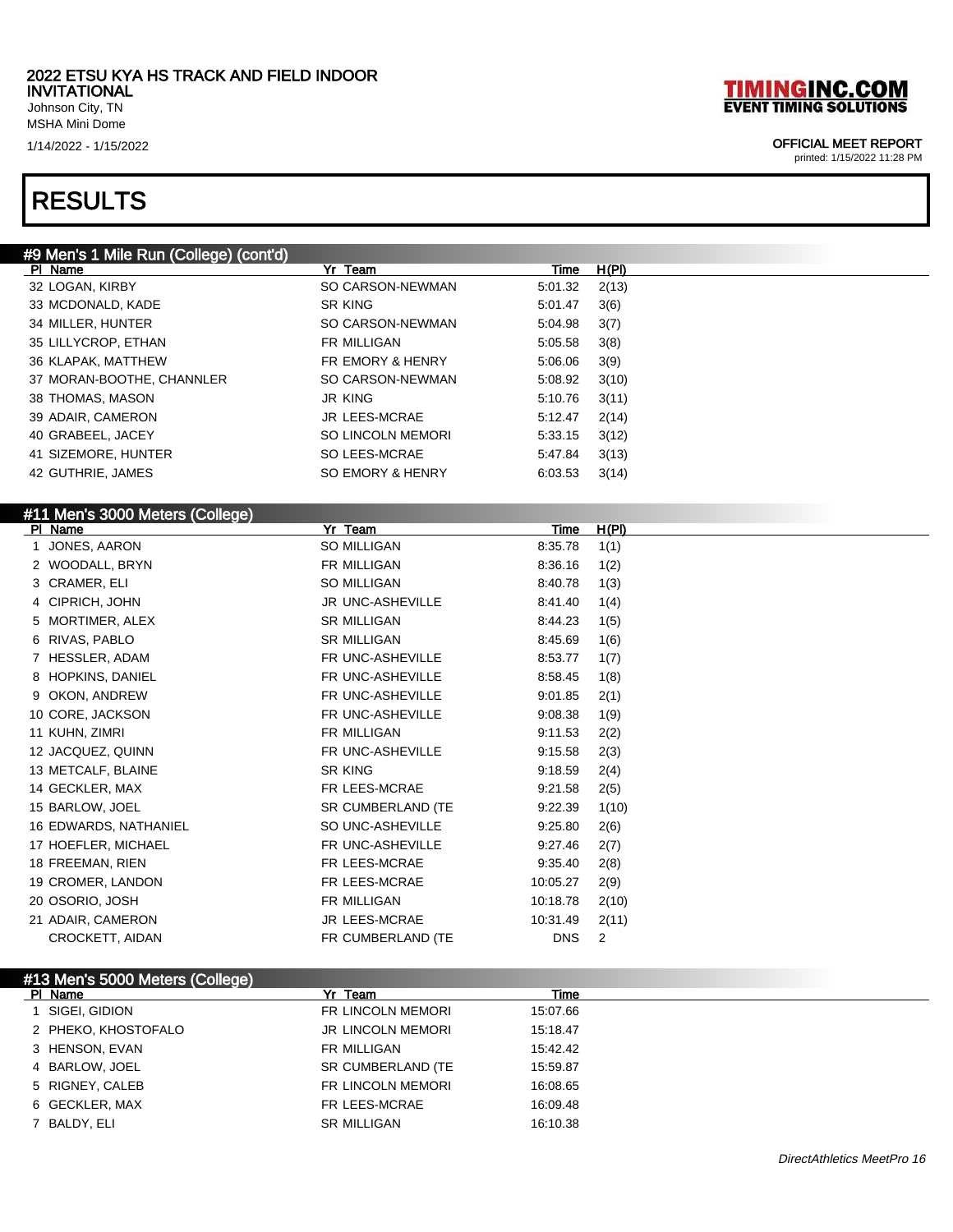# 2022 ETSU KYA HS TRACK AND FIELD INDOOR INVITATIONAL

Johnson City, TN
MSHA Mini Dome
1/14/2022 - 1/15/2022

OFFICIAL MEET REPORT
printed: 1/15/2022 11:28 PM

# RESULTS

## #9 Men's 1 Mile Run (College) (cont'd)

| Pl | Name | Yr | Team | Time | H(Pl) |
|---|---|---|---|---|---|
| 32 | LOGAN, KIRBY | SO | CARSON-NEWMAN | 5:01.32 | 2(13) |
| 33 | MCDONALD, KADE | SR | KING | 5:01.47 | 3(6) |
| 34 | MILLER, HUNTER | SO | CARSON-NEWMAN | 5:04.98 | 3(7) |
| 35 | LILLYCROP, ETHAN | FR | MILLIGAN | 5:05.58 | 3(8) |
| 36 | KLAPAK, MATTHEW | FR | EMORY & HENRY | 5:06.06 | 3(9) |
| 37 | MORAN-BOOTHE, CHANNLER | SO | CARSON-NEWMAN | 5:08.92 | 3(10) |
| 38 | THOMAS, MASON | JR | KING | 5:10.76 | 3(11) |
| 39 | ADAIR, CAMERON | JR | LEES-MCRAE | 5:12.47 | 2(14) |
| 40 | GRABEEL, JACEY | SO | LINCOLN MEMORI | 5:33.15 | 3(12) |
| 41 | SIZEMORE, HUNTER | SO | LEES-MCRAE | 5:47.84 | 3(13) |
| 42 | GUTHRIE, JAMES | SO | EMORY & HENRY | 6:03.53 | 3(14) |

## #11 Men's 3000 Meters (College)

| Pl | Name | Yr | Team | Time | H(Pl) |
|---|---|---|---|---|---|
| 1 | JONES, AARON | SO | MILLIGAN | 8:35.78 | 1(1) |
| 2 | WOODALL, BRYN | FR | MILLIGAN | 8:36.16 | 1(2) |
| 3 | CRAMER, ELI | SO | MILLIGAN | 8:40.78 | 1(3) |
| 4 | CIPRICH, JOHN | JR | UNC-ASHEVILLE | 8:41.40 | 1(4) |
| 5 | MORTIMER, ALEX | SR | MILLIGAN | 8:44.23 | 1(5) |
| 6 | RIVAS, PABLO | SR | MILLIGAN | 8:45.69 | 1(6) |
| 7 | HESSLER, ADAM | FR | UNC-ASHEVILLE | 8:53.77 | 1(7) |
| 8 | HOPKINS, DANIEL | FR | UNC-ASHEVILLE | 8:58.45 | 1(8) |
| 9 | OKON, ANDREW | FR | UNC-ASHEVILLE | 9:01.85 | 2(1) |
| 10 | CORE, JACKSON | FR | UNC-ASHEVILLE | 9:08.38 | 1(9) |
| 11 | KUHN, ZIMRI | FR | MILLIGAN | 9:11.53 | 2(2) |
| 12 | JACQUEZ, QUINN | FR | UNC-ASHEVILLE | 9:15.58 | 2(3) |
| 13 | METCALF, BLAINE | SR | KING | 9:18.59 | 2(4) |
| 14 | GECKLER, MAX | FR | LEES-MCRAE | 9:21.58 | 2(5) |
| 15 | BARLOW, JOEL | SR | CUMBERLAND (TE | 9:22.39 | 1(10) |
| 16 | EDWARDS, NATHANIEL | SO | UNC-ASHEVILLE | 9:25.80 | 2(6) |
| 17 | HOEFLER, MICHAEL | FR | UNC-ASHEVILLE | 9:27.46 | 2(7) |
| 18 | FREEMAN, RIEN | FR | LEES-MCRAE | 9:35.40 | 2(8) |
| 19 | CROMER, LANDON | FR | LEES-MCRAE | 10:05.27 | 2(9) |
| 20 | OSORIO, JOSH | FR | MILLIGAN | 10:18.78 | 2(10) |
| 21 | ADAIR, CAMERON | JR | LEES-MCRAE | 10:31.49 | 2(11) |
| | CROCKETT, AIDAN | FR | CUMBERLAND (TE | DNS | 2 |

## #13 Men's 5000 Meters (College)

| Pl | Name | Yr | Team | Time |
|---|---|---|---|---|
| 1 | SIGEI, GIDION | FR | LINCOLN MEMORI | 15:07.66 |
| 2 | PHEKO, KHOSTOFALO | JR | LINCOLN MEMORI | 15:18.47 |
| 3 | HENSON, EVAN | FR | MILLIGAN | 15:42.42 |
| 4 | BARLOW, JOEL | SR | CUMBERLAND (TE | 15:59.87 |
| 5 | RIGNEY, CALEB | FR | LINCOLN MEMORI | 16:08.65 |
| 6 | GECKLER, MAX | FR | LEES-MCRAE | 16:09.48 |
| 7 | BALDY, ELI | SR | MILLIGAN | 16:10.38 |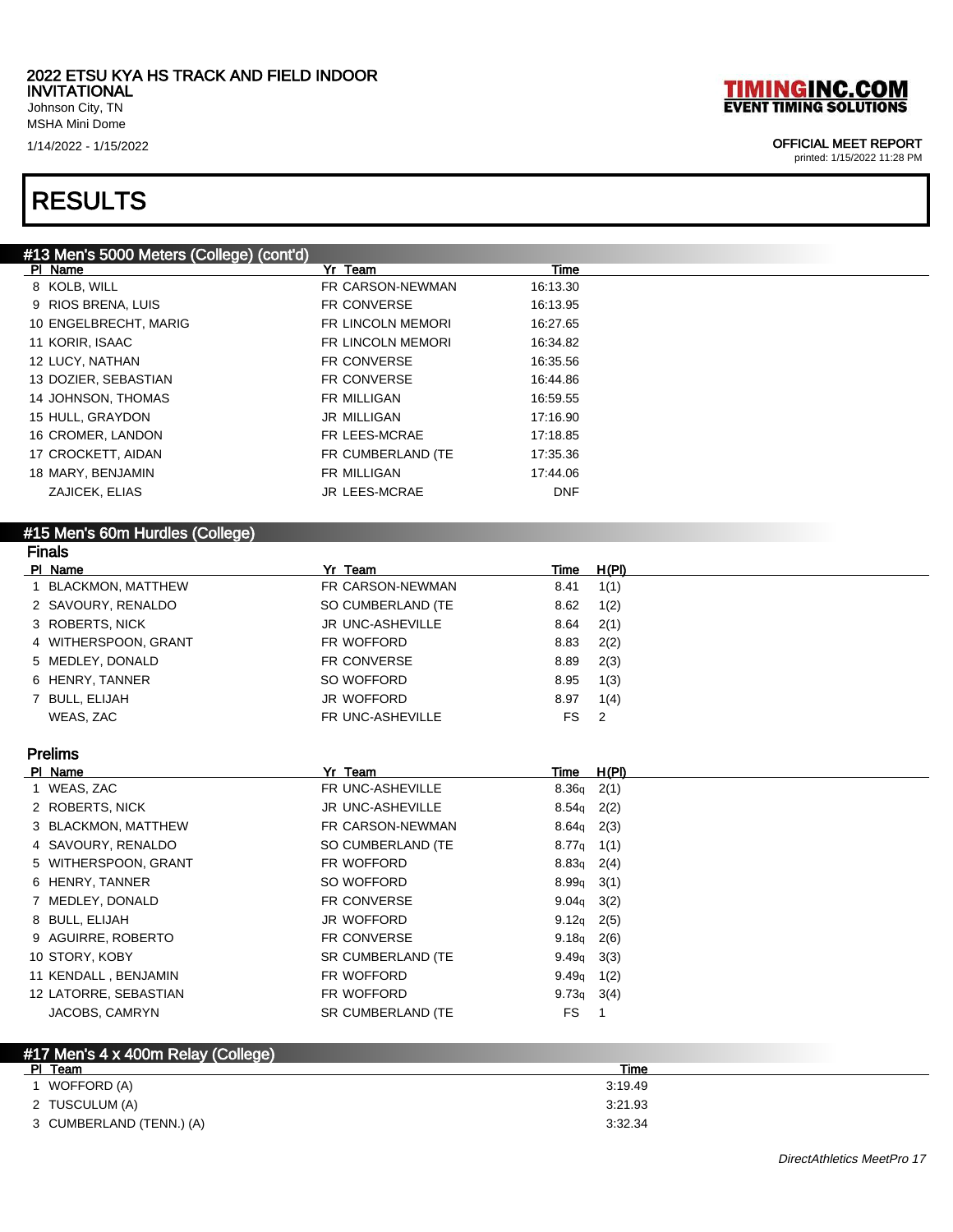## RESULTS

### #13 Men's 5000 Meters (College) (cont'd)

| Pl | Name | Yr | Team | Time |
|---|---|---|---|---|
| 8 | KOLB, WILL | FR | CARSON-NEWMAN | 16:13.30 |
| 9 | RIOS BRENA, LUIS | FR | CONVERSE | 16:13.95 |
| 10 | ENGELBRECHT, MARIG | FR | LINCOLN MEMORI | 16:27.65 |
| 11 | KORIR, ISAAC | FR | LINCOLN MEMORI | 16:34.82 |
| 12 | LUCY, NATHAN | FR | CONVERSE | 16:35.56 |
| 13 | DOZIER, SEBASTIAN | FR | CONVERSE | 16:44.86 |
| 14 | JOHNSON, THOMAS | FR | MILLIGAN | 16:59.55 |
| 15 | HULL, GRAYDON | JR | MILLIGAN | 17:16.90 |
| 16 | CROMER, LANDON | FR | LEES-MCRAE | 17:18.85 |
| 17 | CROCKETT, AIDAN | FR | CUMBERLAND (TE | 17:35.36 |
| 18 | MARY, BENJAMIN | FR | MILLIGAN | 17:44.06 |
|  | ZAJICEK, ELIAS | JR | LEES-MCRAE | DNF |

### #15 Men's 60m Hurdles (College)

#### Finals

| Pl | Name | Yr | Team | Time | H(Pl) |
|---|---|---|---|---|---|
| 1 | BLACKMON, MATTHEW | FR | CARSON-NEWMAN | 8.41 | 1(1) |
| 2 | SAVOURY, RENALDO | SO | CUMBERLAND (TE | 8.62 | 1(2) |
| 3 | ROBERTS, NICK | JR | UNC-ASHEVILLE | 8.64 | 2(1) |
| 4 | WITHERSPOON, GRANT | FR | WOFFORD | 8.83 | 2(2) |
| 5 | MEDLEY, DONALD | FR | CONVERSE | 8.89 | 2(3) |
| 6 | HENRY, TANNER | SO | WOFFORD | 8.95 | 1(3) |
| 7 | BULL, ELIJAH | JR | WOFFORD | 8.97 | 1(4) |
|  | WEAS, ZAC | FR | UNC-ASHEVILLE | FS | 2 |

#### Prelims

| Pl | Name | Yr | Team | Time | H(Pl) |
|---|---|---|---|---|---|
| 1 | WEAS, ZAC | FR | UNC-ASHEVILLE | 8.36q | 2(1) |
| 2 | ROBERTS, NICK | JR | UNC-ASHEVILLE | 8.54q | 2(2) |
| 3 | BLACKMON, MATTHEW | FR | CARSON-NEWMAN | 8.64q | 2(3) |
| 4 | SAVOURY, RENALDO | SO | CUMBERLAND (TE | 8.77q | 1(1) |
| 5 | WITHERSPOON, GRANT | FR | WOFFORD | 8.83q | 2(4) |
| 6 | HENRY, TANNER | SO | WOFFORD | 8.99q | 3(1) |
| 7 | MEDLEY, DONALD | FR | CONVERSE | 9.04q | 3(2) |
| 8 | BULL, ELIJAH | JR | WOFFORD | 9.12q | 2(5) |
| 9 | AGUIRRE, ROBERTO | FR | CONVERSE | 9.18q | 2(6) |
| 10 | STORY, KOBY | SR | CUMBERLAND (TE | 9.49q | 3(3) |
| 11 | KENDALL , BENJAMIN | FR | WOFFORD | 9.49q | 1(2) |
| 12 | LATORRE, SEBASTIAN | FR | WOFFORD | 9.73q | 3(4) |
|  | JACOBS, CAMRYN | SR | CUMBERLAND (TE | FS | 1 |

### #17 Men's 4 x 400m Relay (College)

| Pl | Team | Time |
|---|---|---|
| 1 | WOFFORD (A) | 3:19.49 |
| 2 | TUSCULUM (A) | 3:21.93 |
| 3 | CUMBERLAND (TENN.) (A) | 3:32.34 |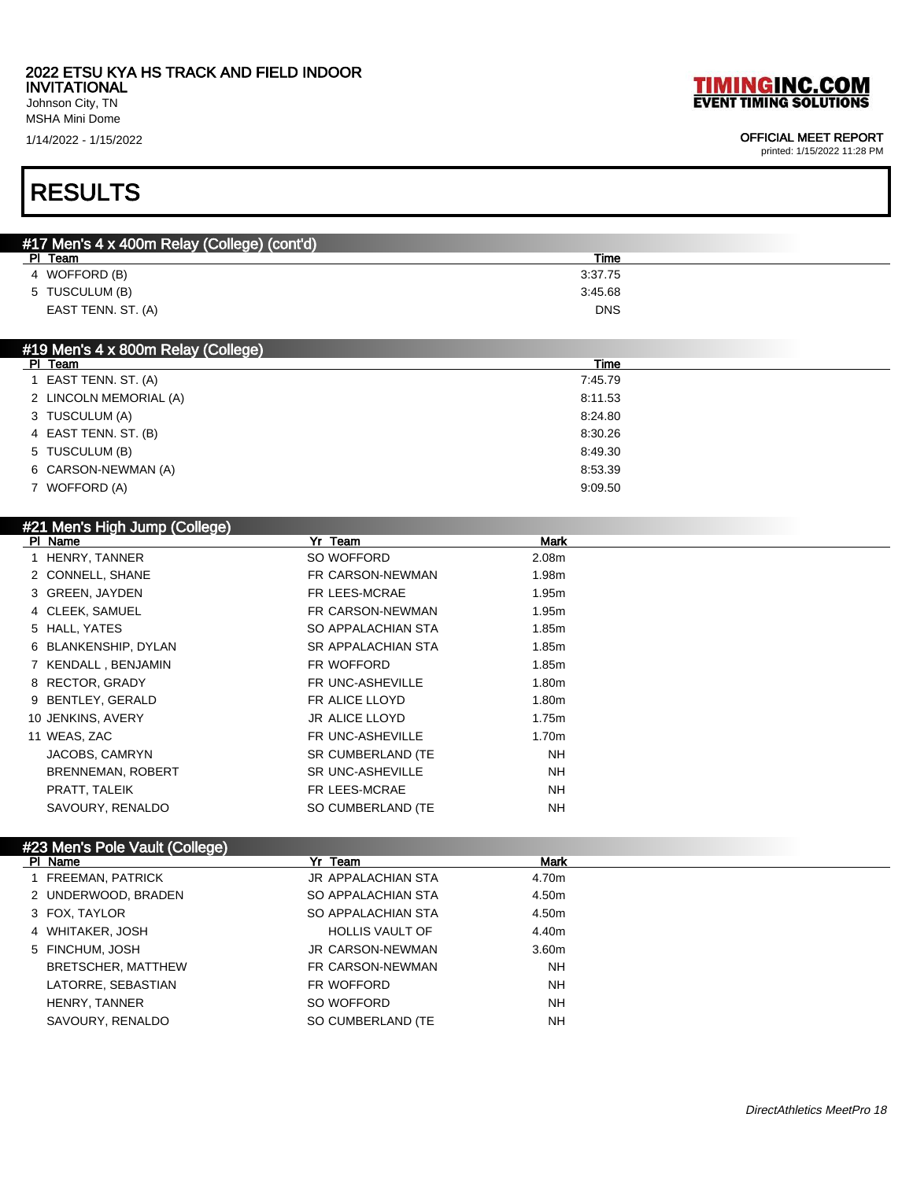2022 ETSU KYA HS TRACK AND FIELD INDOOR INVITATIONAL
Johnson City, TN
MSHA Mini Dome
1/14/2022 - 1/15/2022

TIMINGINC.COM
EVENT TIMING SOLUTIONS

OFFICIAL MEET REPORT
printed: 1/15/2022 11:28 PM

# RESULTS

## #17 Men's 4 x 400m Relay (College) (cont'd)

| Pl | Team | Time |
|---|---|---|
| 4 | WOFFORD (B) | 3:37.75 |
| 5 | TUSCULUM (B) | 3:45.68 |
| | EAST TENN. ST. (A) | DNS |

## #19 Men's 4 x 800m Relay (College)

| Pl | Team | Time |
|---|---|---|
| 1 | EAST TENN. ST. (A) | 7:45.79 |
| 2 | LINCOLN MEMORIAL (A) | 8:11.53 |
| 3 | TUSCULUM (A) | 8:24.80 |
| 4 | EAST TENN. ST. (B) | 8:30.26 |
| 5 | TUSCULUM (B) | 8:49.30 |
| 6 | CARSON-NEWMAN (A) | 8:53.39 |
| 7 | WOFFORD (A) | 9:09.50 |

## #21 Men's High Jump (College)

| Pl | Name | Yr | Team | Mark |
|---|---|---|---|---|
| 1 | HENRY, TANNER | SO | WOFFORD | 2.08m |
| 2 | CONNELL, SHANE | FR | CARSON-NEWMAN | 1.98m |
| 3 | GREEN, JAYDEN | FR | LEES-MCRAE | 1.95m |
| 4 | CLEEK, SAMUEL | FR | CARSON-NEWMAN | 1.95m |
| 5 | HALL, YATES | SO | APPALACHIAN STA | 1.85m |
| 6 | BLANKENSHIP, DYLAN | SR | APPALACHIAN STA | 1.85m |
| 7 | KENDALL , BENJAMIN | FR | WOFFORD | 1.85m |
| 8 | RECTOR, GRADY | FR | UNC-ASHEVILLE | 1.80m |
| 9 | BENTLEY, GERALD | FR | ALICE LLOYD | 1.80m |
| 10 | JENKINS, AVERY | JR | ALICE LLOYD | 1.75m |
| 11 | WEAS, ZAC | FR | UNC-ASHEVILLE | 1.70m |
| | JACOBS, CAMRYN | SR | CUMBERLAND (TE | NH |
| | BRENNEMAN, ROBERT | SR | UNC-ASHEVILLE | NH |
| | PRATT, TALEIK | FR | LEES-MCRAE | NH |
| | SAVOURY, RENALDO | SO | CUMBERLAND (TE | NH |

## #23 Men's Pole Vault (College)

| Pl | Name | Yr | Team | Mark |
|---|---|---|---|---|
| 1 | FREEMAN, PATRICK | JR | APPALACHIAN STA | 4.70m |
| 2 | UNDERWOOD, BRADEN | SO | APPALACHIAN STA | 4.50m |
| 3 | FOX, TAYLOR | SO | APPALACHIAN STA | 4.50m |
| 4 | WHITAKER, JOSH | | HOLLIS VAULT OF | 4.40m |
| 5 | FINCHUM, JOSH | JR | CARSON-NEWMAN | 3.60m |
| | BRETSCHER, MATTHEW | FR | CARSON-NEWMAN | NH |
| | LATORRE, SEBASTIAN | FR | WOFFORD | NH |
| | HENRY, TANNER | SO | WOFFORD | NH |
| | SAVOURY, RENALDO | SO | CUMBERLAND (TE | NH |

*DirectAthletics MeetPro 18*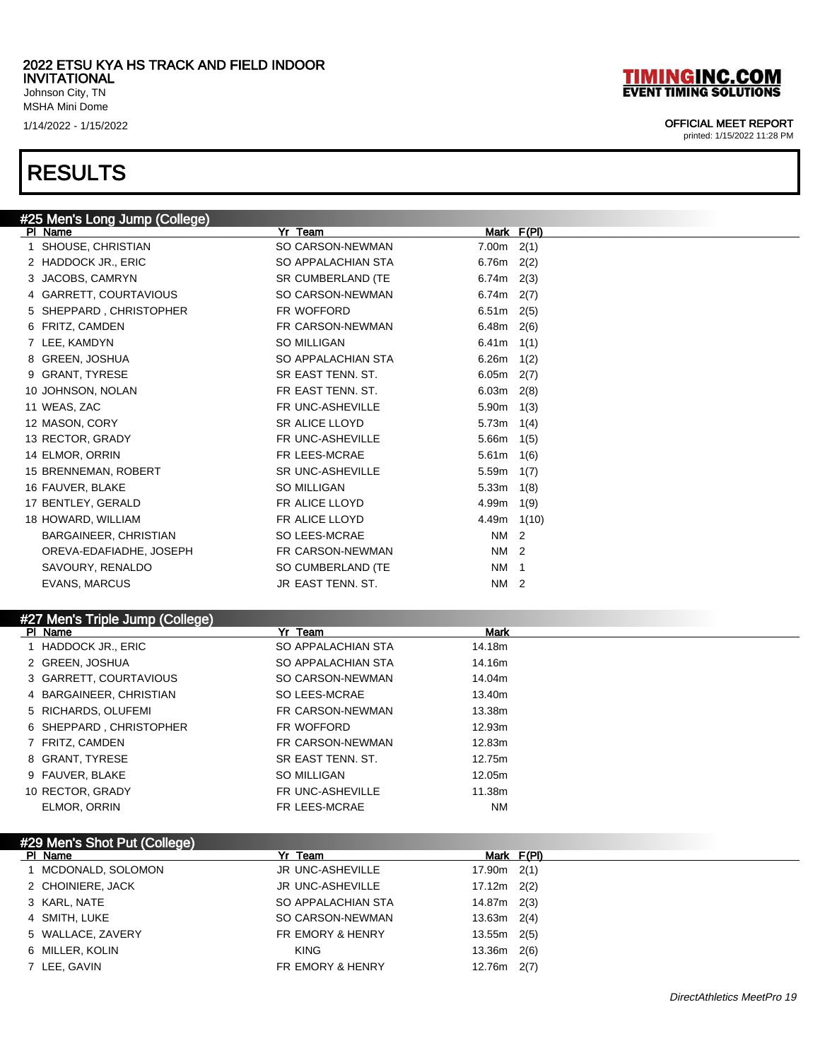2022 ETSU KYA HS TRACK AND FIELD INDOOR INVITATIONAL
Johnson City, TN
MSHA Mini Dome
1/14/2022 - 1/15/2022

TIMINGINC.COM
EVENT TIMING SOLUTIONS

OFFICIAL MEET REPORT
printed: 1/15/2022 11:28 PM

# RESULTS

## #25 Men's Long Jump (College)

| Pl | Name | Yr | Team | Mark | F(Pl) |
|---|---|---|---|---|---|
| 1 | SHOUSE, CHRISTIAN | SO | CARSON-NEWMAN | 7.00m | 2(1) |
| 2 | HADDOCK JR., ERIC | SO | APPALACHIAN STA | 6.76m | 2(2) |
| 3 | JACOBS, CAMRYN | SR | CUMBERLAND (TE | 6.74m | 2(3) |
| 4 | GARRETT, COURTAVIOUS | SO | CARSON-NEWMAN | 6.74m | 2(7) |
| 5 | SHEPPARD , CHRISTOPHER | FR | WOFFORD | 6.51m | 2(5) |
| 6 | FRITZ, CAMDEN | FR | CARSON-NEWMAN | 6.48m | 2(6) |
| 7 | LEE, KAMDYN | SO | MILLIGAN | 6.41m | 1(1) |
| 8 | GREEN, JOSHUA | SO | APPALACHIAN STA | 6.26m | 1(2) |
| 9 | GRANT, TYRESE | SR | EAST TENN. ST. | 6.05m | 2(7) |
| 10 | JOHNSON, NOLAN | FR | EAST TENN. ST. | 6.03m | 2(8) |
| 11 | WEAS, ZAC | FR | UNC-ASHEVILLE | 5.90m | 1(3) |
| 12 | MASON, CORY | SR | ALICE LLOYD | 5.73m | 1(4) |
| 13 | RECTOR, GRADY | FR | UNC-ASHEVILLE | 5.66m | 1(5) |
| 14 | ELMOR, ORRIN | FR | LEES-MCRAE | 5.61m | 1(6) |
| 15 | BRENNEMAN, ROBERT | SR | UNC-ASHEVILLE | 5.59m | 1(7) |
| 16 | FAUVER, BLAKE | SO | MILLIGAN | 5.33m | 1(8) |
| 17 | BENTLEY, GERALD | FR | ALICE LLOYD | 4.99m | 1(9) |
| 18 | HOWARD, WILLIAM | FR | ALICE LLOYD | 4.49m | 1(10) |
| | BARGAINEER, CHRISTIAN | SO | LEES-MCRAE | NM | 2 |
| | OREVA-EDAFIADHE, JOSEPH | FR | CARSON-NEWMAN | NM | 2 |
| | SAVOURY, RENALDO | SO | CUMBERLAND (TE | NM | 1 |
| | EVANS, MARCUS | JR | EAST TENN. ST. | NM | 2 |

## #27 Men's Triple Jump (College)

| Pl | Name | Yr | Team | Mark |
|---|---|---|---|---|
| 1 | HADDOCK JR., ERIC | SO | APPALACHIAN STA | 14.18m |
| 2 | GREEN, JOSHUA | SO | APPALACHIAN STA | 14.16m |
| 3 | GARRETT, COURTAVIOUS | SO | CARSON-NEWMAN | 14.04m |
| 4 | BARGAINEER, CHRISTIAN | SO | LEES-MCRAE | 13.40m |
| 5 | RICHARDS, OLUFEMI | FR | CARSON-NEWMAN | 13.38m |
| 6 | SHEPPARD , CHRISTOPHER | FR | WOFFORD | 12.93m |
| 7 | FRITZ, CAMDEN | FR | CARSON-NEWMAN | 12.83m |
| 8 | GRANT, TYRESE | SR | EAST TENN. ST. | 12.75m |
| 9 | FAUVER, BLAKE | SO | MILLIGAN | 12.05m |
| 10 | RECTOR, GRADY | FR | UNC-ASHEVILLE | 11.38m |
| | ELMOR, ORRIN | FR | LEES-MCRAE | NM |

## #29 Men's Shot Put (College)

| Pl | Name | Yr | Team | Mark | F(Pl) |
|---|---|---|---|---|---|
| 1 | MCDONALD, SOLOMON | JR | UNC-ASHEVILLE | 17.90m | 2(1) |
| 2 | CHOINIERE, JACK | JR | UNC-ASHEVILLE | 17.12m | 2(2) |
| 3 | KARL, NATE | SO | APPALACHIAN STA | 14.87m | 2(3) |
| 4 | SMITH, LUKE | SO | CARSON-NEWMAN | 13.63m | 2(4) |
| 5 | WALLACE, ZAVERY | FR | EMORY & HENRY | 13.55m | 2(5) |
| 6 | MILLER, KOLIN | | KING | 13.36m | 2(6) |
| 7 | LEE, GAVIN | FR | EMORY & HENRY | 12.76m | 2(7) |

DirectAthletics MeetPro 19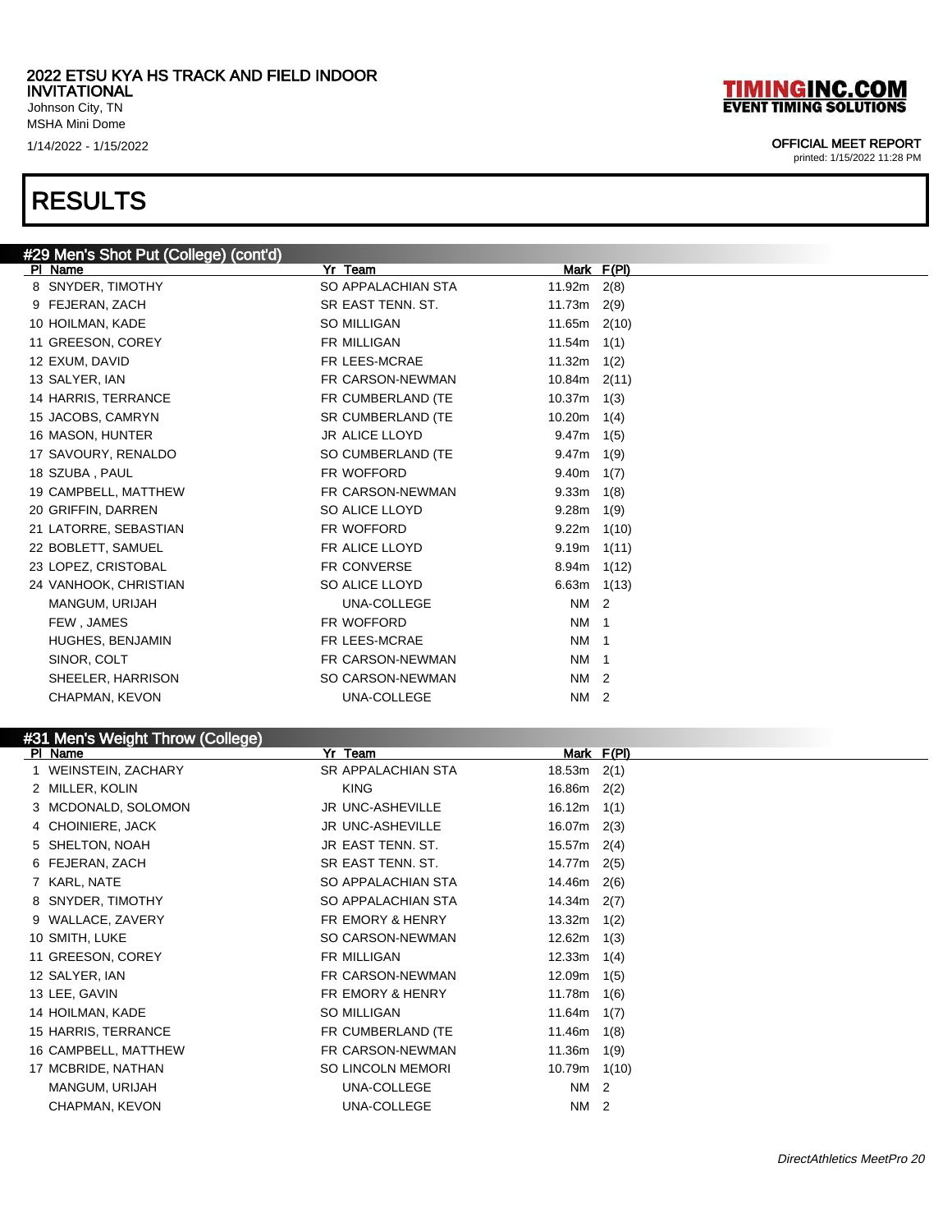# RESULTS

## #29 Men's Shot Put (College) (cont'd)

| Pl | Name | Yr | Team | Mark | F(Pl) |
|---|---|---|---|---|---|
| 8 | SNYDER, TIMOTHY | SO | APPALACHIAN STA | 11.92m | 2(8) |
| 9 | FEJERAN, ZACH | SR | EAST TENN. ST. | 11.73m | 2(9) |
| 10 | HOILMAN, KADE | SO | MILLIGAN | 11.65m | 2(10) |
| 11 | GREESON, COREY | FR | MILLIGAN | 11.54m | 1(1) |
| 12 | EXUM, DAVID | FR | LEES-MCRAE | 11.32m | 1(2) |
| 13 | SALYER, IAN | FR | CARSON-NEWMAN | 10.84m | 2(11) |
| 14 | HARRIS, TERRANCE | FR | CUMBERLAND (TE | 10.37m | 1(3) |
| 15 | JACOBS, CAMRYN | SR | CUMBERLAND (TE | 10.20m | 1(4) |
| 16 | MASON, HUNTER | JR | ALICE LLOYD | 9.47m | 1(5) |
| 17 | SAVOURY, RENALDO | SO | CUMBERLAND (TE | 9.47m | 1(9) |
| 18 | SZUBA , PAUL | FR | WOFFORD | 9.40m | 1(7) |
| 19 | CAMPBELL, MATTHEW | FR | CARSON-NEWMAN | 9.33m | 1(8) |
| 20 | GRIFFIN, DARREN | SO | ALICE LLOYD | 9.28m | 1(9) |
| 21 | LATORRE, SEBASTIAN | FR | WOFFORD | 9.22m | 1(10) |
| 22 | BOBLETT, SAMUEL | FR | ALICE LLOYD | 9.19m | 1(11) |
| 23 | LOPEZ, CRISTOBAL | FR | CONVERSE | 8.94m | 1(12) |
| 24 | VANHOOK, CHRISTIAN | SO | ALICE LLOYD | 6.63m | 1(13) |
| | MANGUM, URIJAH | | UNA-COLLEGE | NM | 2 |
| | FEW , JAMES | FR | WOFFORD | NM | 1 |
| | HUGHES, BENJAMIN | FR | LEES-MCRAE | NM | 1 |
| | SINOR, COLT | FR | CARSON-NEWMAN | NM | 1 |
| | SHEELER, HARRISON | SO | CARSON-NEWMAN | NM | 2 |
| | CHAPMAN, KEVON | | UNA-COLLEGE | NM | 2 |

## #31 Men's Weight Throw (College)

| Pl | Name | Yr | Team | Mark | F(Pl) |
|---|---|---|---|---|---|
| 1 | WEINSTEIN, ZACHARY | SR | APPALACHIAN STA | 18.53m | 2(1) |
| 2 | MILLER, KOLIN | | KING | 16.86m | 2(2) |
| 3 | MCDONALD, SOLOMON | JR | UNC-ASHEVILLE | 16.12m | 1(1) |
| 4 | CHOINIERE, JACK | JR | UNC-ASHEVILLE | 16.07m | 2(3) |
| 5 | SHELTON, NOAH | JR | EAST TENN. ST. | 15.57m | 2(4) |
| 6 | FEJERAN, ZACH | SR | EAST TENN. ST. | 14.77m | 2(5) |
| 7 | KARL, NATE | SO | APPALACHIAN STA | 14.46m | 2(6) |
| 8 | SNYDER, TIMOTHY | SO | APPALACHIAN STA | 14.34m | 2(7) |
| 9 | WALLACE, ZAVERY | FR | EMORY & HENRY | 13.32m | 1(2) |
| 10 | SMITH, LUKE | SO | CARSON-NEWMAN | 12.62m | 1(3) |
| 11 | GREESON, COREY | FR | MILLIGAN | 12.33m | 1(4) |
| 12 | SALYER, IAN | FR | CARSON-NEWMAN | 12.09m | 1(5) |
| 13 | LEE, GAVIN | FR | EMORY & HENRY | 11.78m | 1(6) |
| 14 | HOILMAN, KADE | SO | MILLIGAN | 11.64m | 1(7) |
| 15 | HARRIS, TERRANCE | FR | CUMBERLAND (TE | 11.46m | 1(8) |
| 16 | CAMPBELL, MATTHEW | FR | CARSON-NEWMAN | 11.36m | 1(9) |
| 17 | MCBRIDE, NATHAN | SO | LINCOLN MEMORI | 10.79m | 1(10) |
| | MANGUM, URIJAH | | UNA-COLLEGE | NM | 2 |
| | CHAPMAN, KEVON | | UNA-COLLEGE | NM | 2 |